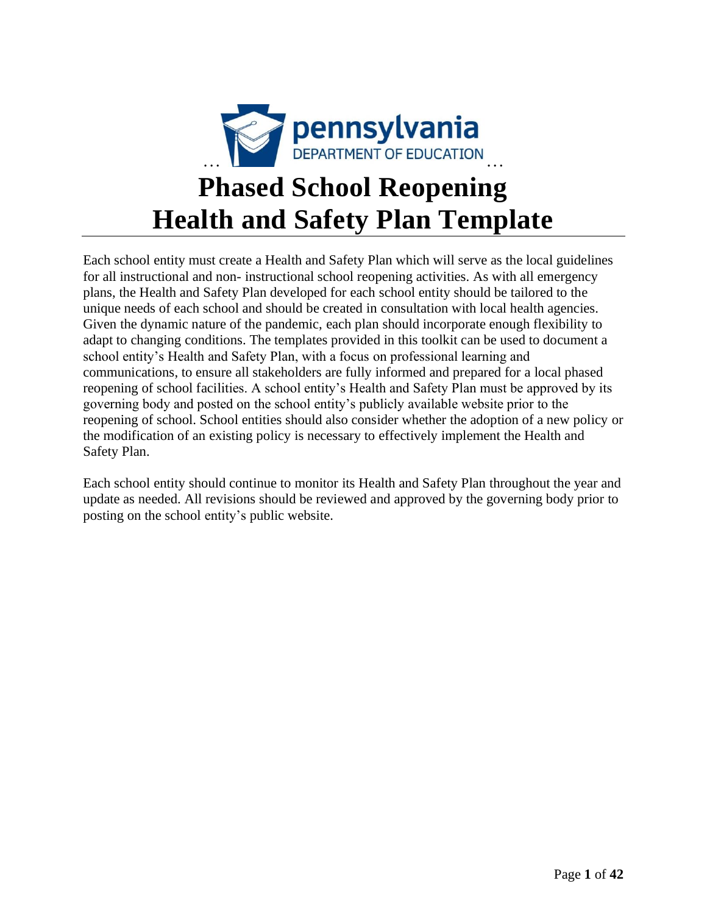pennsylvania
DEPARTMENT OF EDUCATION

# Phased School Reopening Health and Safety Plan Template

Each school entity must create a Health and Safety Plan which will serve as the local guidelines for all instructional and non- instructional school reopening activities. As with all emergency plans, the Health and Safety Plan developed for each school entity should be tailored to the unique needs of each school and should be created in consultation with local health agencies. Given the dynamic nature of the pandemic, each plan should incorporate enough flexibility to adapt to changing conditions. The templates provided in this toolkit can be used to document a school entity's Health and Safety Plan, with a focus on professional learning and communications, to ensure all stakeholders are fully informed and prepared for a local phased reopening of school facilities. A school entity's Health and Safety Plan must be approved by its governing body and posted on the school entity's publicly available website prior to the reopening of school. School entities should also consider whether the adoption of a new policy or the modification of an existing policy is necessary to effectively implement the Health and Safety Plan.

Each school entity should continue to monitor its Health and Safety Plan throughout the year and update as needed. All revisions should be reviewed and approved by the governing body prior to posting on the school entity's public website.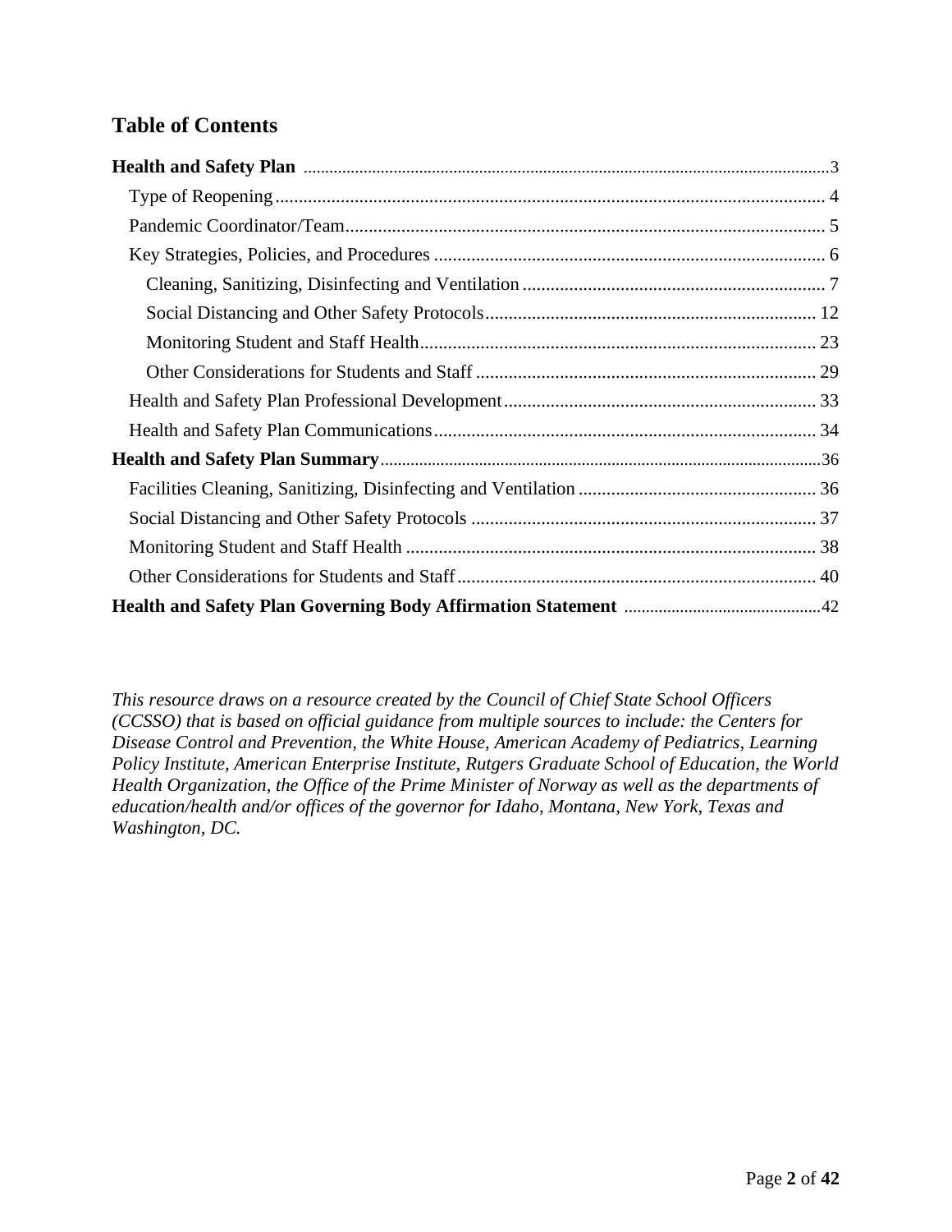## Table of Contents

**Health and Safety Plan** ... 3

- Type of Reopening ... 4
- Pandemic Coordinator/Team ... 5
- Key Strategies, Policies, and Procedures ... 6
  - Cleaning, Sanitizing, Disinfecting and Ventilation ... 7
  - Social Distancing and Other Safety Protocols ... 12
  - Monitoring Student and Staff Health ... 23
  - Other Considerations for Students and Staff ... 29
- Health and Safety Plan Professional Development ... 33
- Health and Safety Plan Communications ... 34

**Health and Safety Plan Summary** ... 36

- Facilities Cleaning, Sanitizing, Disinfecting and Ventilation ... 36
- Social Distancing and Other Safety Protocols ... 37
- Monitoring Student and Staff Health ... 38
- Other Considerations for Students and Staff ... 40

**Health and Safety Plan Governing Body Affirmation Statement** ... 42

*This resource draws on a resource created by the Council of Chief State School Officers (CCSSO) that is based on official guidance from multiple sources to include: the Centers for Disease Control and Prevention, the White House, American Academy of Pediatrics, Learning Policy Institute, American Enterprise Institute, Rutgers Graduate School of Education, the World Health Organization, the Office of the Prime Minister of Norway as well as the departments of education/health and/or offices of the governor for Idaho, Montana, New York, Texas and Washington, DC.*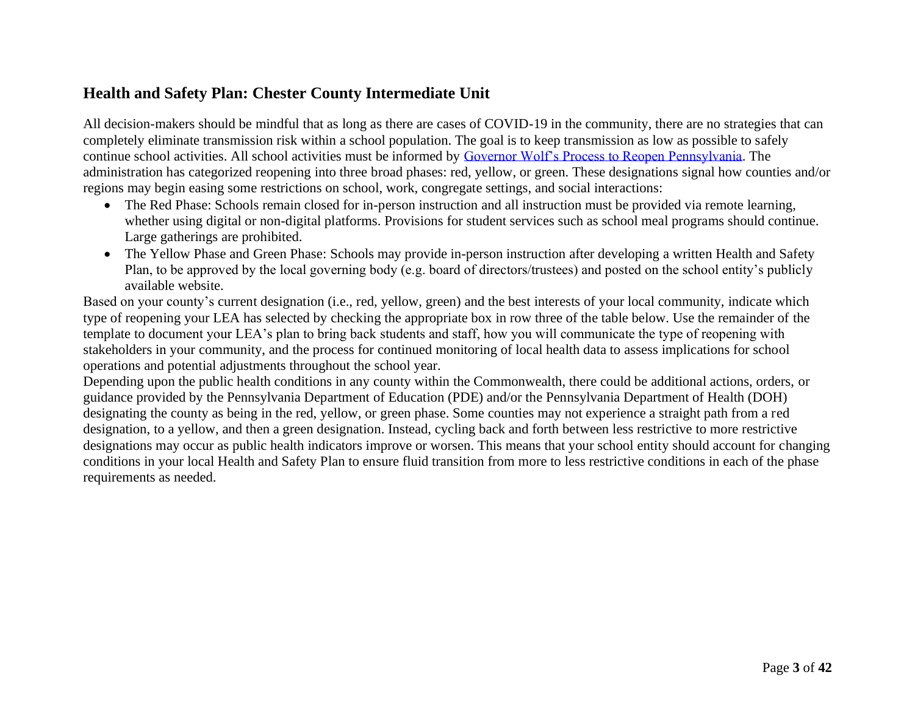## Health and Safety Plan: Chester County Intermediate Unit

All decision-makers should be mindful that as long as there are cases of COVID-19 in the community, there are no strategies that can completely eliminate transmission risk within a school population. The goal is to keep transmission as low as possible to safely continue school activities. All school activities must be informed by Governor Wolf's Process to Reopen Pennsylvania. The administration has categorized reopening into three broad phases: red, yellow, or green. These designations signal how counties and/or regions may begin easing some restrictions on school, work, congregate settings, and social interactions:

- The Red Phase: Schools remain closed for in-person instruction and all instruction must be provided via remote learning, whether using digital or non-digital platforms. Provisions for student services such as school meal programs should continue. Large gatherings are prohibited.
- The Yellow Phase and Green Phase: Schools may provide in-person instruction after developing a written Health and Safety Plan, to be approved by the local governing body (e.g. board of directors/trustees) and posted on the school entity's publicly available website.

Based on your county's current designation (i.e., red, yellow, green) and the best interests of your local community, indicate which type of reopening your LEA has selected by checking the appropriate box in row three of the table below. Use the remainder of the template to document your LEA's plan to bring back students and staff, how you will communicate the type of reopening with stakeholders in your community, and the process for continued monitoring of local health data to assess implications for school operations and potential adjustments throughout the school year.

Depending upon the public health conditions in any county within the Commonwealth, there could be additional actions, orders, or guidance provided by the Pennsylvania Department of Education (PDE) and/or the Pennsylvania Department of Health (DOH) designating the county as being in the red, yellow, or green phase. Some counties may not experience a straight path from a red designation, to a yellow, and then a green designation. Instead, cycling back and forth between less restrictive to more restrictive designations may occur as public health indicators improve or worsen. This means that your school entity should account for changing conditions in your local Health and Safety Plan to ensure fluid transition from more to less restrictive conditions in each of the phase requirements as needed.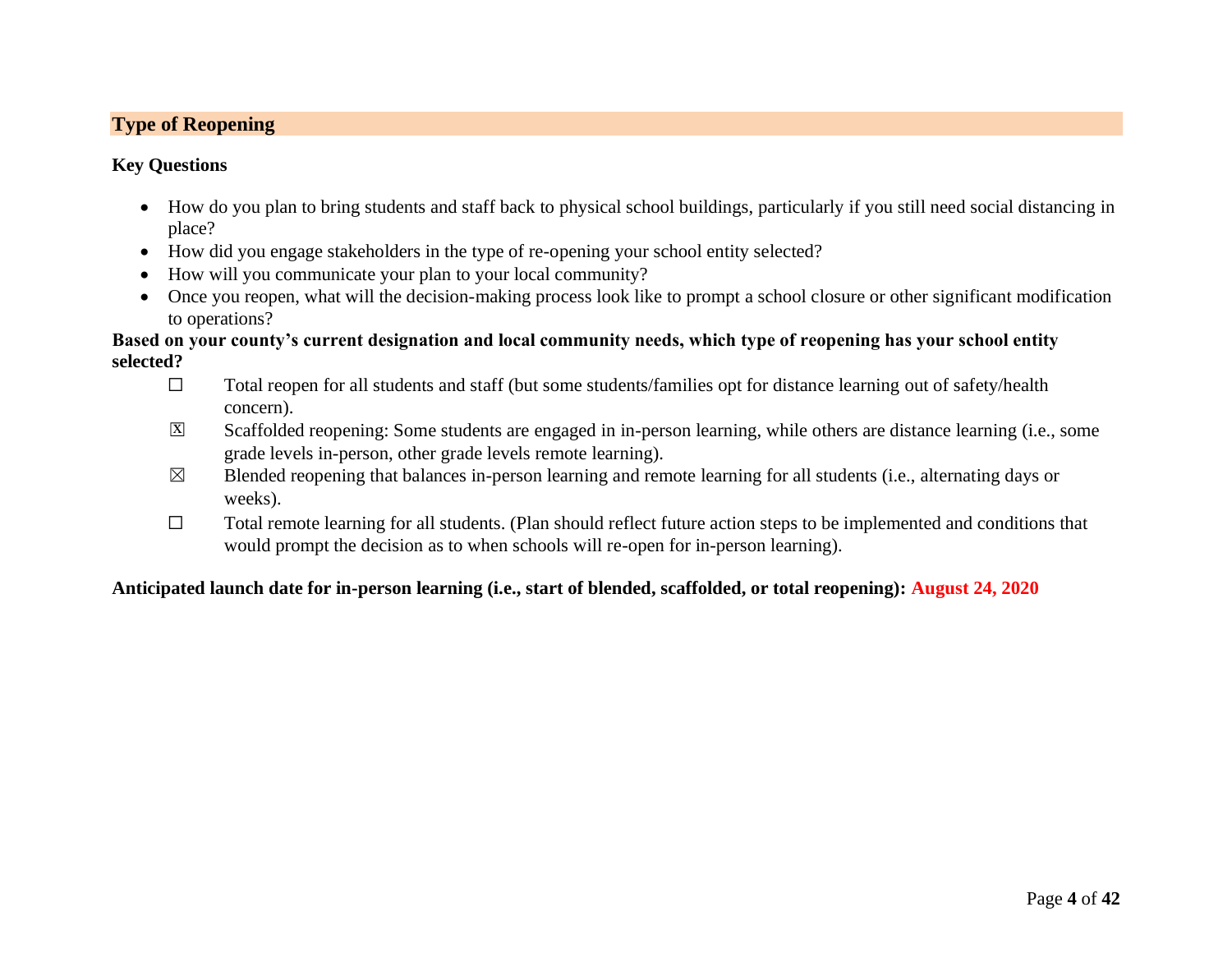## Type of Reopening

**Key Questions**

- How do you plan to bring students and staff back to physical school buildings, particularly if you still need social distancing in place?
- How did you engage stakeholders in the type of re-opening your school entity selected?
- How will you communicate your plan to your local community?
- Once you reopen, what will the decision-making process look like to prompt a school closure or other significant modification to operations?

**Based on your county's current designation and local community needs, which type of reopening has your school entity selected?**

- ☐ Total reopen for all students and staff (but some students/families opt for distance learning out of safety/health concern).
- ☒ Scaffolded reopening: Some students are engaged in in-person learning, while others are distance learning (i.e., some grade levels in-person, other grade levels remote learning).
- ☒ Blended reopening that balances in-person learning and remote learning for all students (i.e., alternating days or weeks).
- ☐ Total remote learning for all students. (Plan should reflect future action steps to be implemented and conditions that would prompt the decision as to when schools will re-open for in-person learning).

**Anticipated launch date for in-person learning (i.e., start of blended, scaffolded, or total reopening): August 24, 2020**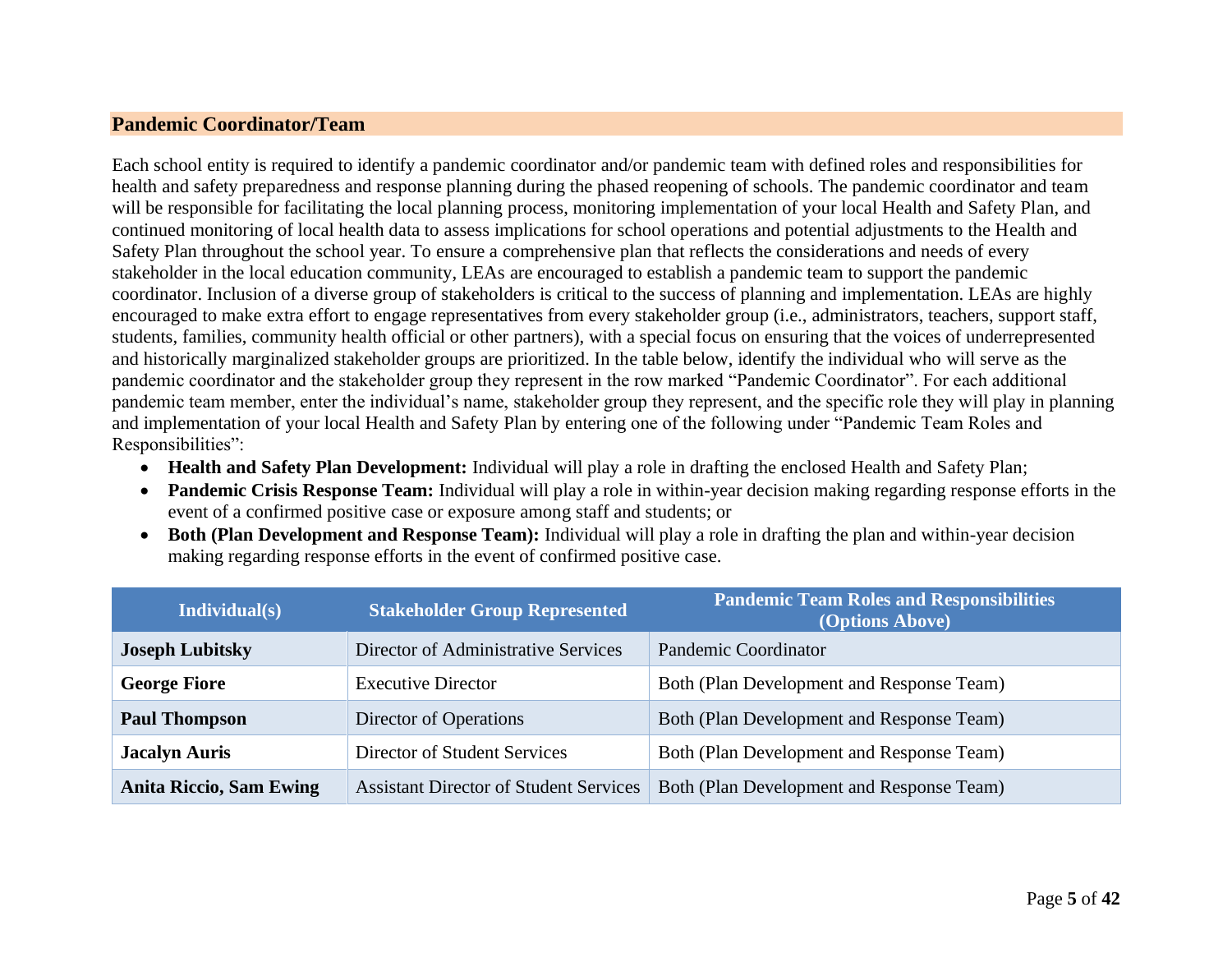## Pandemic Coordinator/Team

Each school entity is required to identify a pandemic coordinator and/or pandemic team with defined roles and responsibilities for health and safety preparedness and response planning during the phased reopening of schools. The pandemic coordinator and team will be responsible for facilitating the local planning process, monitoring implementation of your local Health and Safety Plan, and continued monitoring of local health data to assess implications for school operations and potential adjustments to the Health and Safety Plan throughout the school year. To ensure a comprehensive plan that reflects the considerations and needs of every stakeholder in the local education community, LEAs are encouraged to establish a pandemic team to support the pandemic coordinator. Inclusion of a diverse group of stakeholders is critical to the success of planning and implementation. LEAs are highly encouraged to make extra effort to engage representatives from every stakeholder group (i.e., administrators, teachers, support staff, students, families, community health official or other partners), with a special focus on ensuring that the voices of underrepresented and historically marginalized stakeholder groups are prioritized. In the table below, identify the individual who will serve as the pandemic coordinator and the stakeholder group they represent in the row marked "Pandemic Coordinator". For each additional pandemic team member, enter the individual's name, stakeholder group they represent, and the specific role they will play in planning and implementation of your local Health and Safety Plan by entering one of the following under "Pandemic Team Roles and Responsibilities":

- **Health and Safety Plan Development:** Individual will play a role in drafting the enclosed Health and Safety Plan;
- **Pandemic Crisis Response Team:** Individual will play a role in within-year decision making regarding response efforts in the event of a confirmed positive case or exposure among staff and students; or
- **Both (Plan Development and Response Team):** Individual will play a role in drafting the plan and within-year decision making regarding response efforts in the event of confirmed positive case.

| Individual(s) | Stakeholder Group Represented | Pandemic Team Roles and Responsibilities (Options Above) |
| --- | --- | --- |
| **Joseph Lubitsky** | Director of Administrative Services | Pandemic Coordinator |
| **George Fiore** | Executive Director | Both (Plan Development and Response Team) |
| **Paul Thompson** | Director of Operations | Both (Plan Development and Response Team) |
| **Jacalyn Auris** | Director of Student Services | Both (Plan Development and Response Team) |
| **Anita Riccio, Sam Ewing** | Assistant Director of Student Services | Both (Plan Development and Response Team) |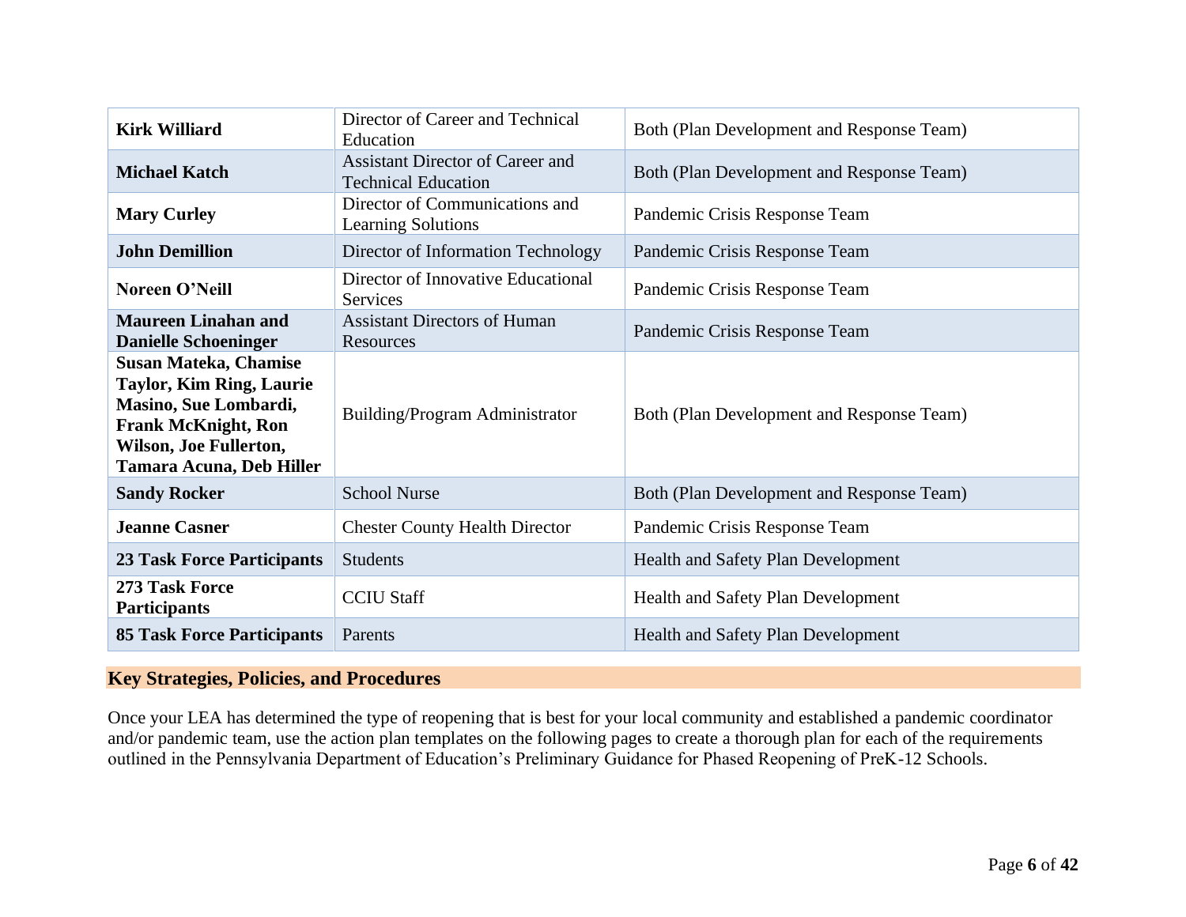| **Kirk Williard** | Director of Career and Technical Education | Both (Plan Development and Response Team) |
|---|---|---|
| **Michael Katch** | Assistant Director of Career and Technical Education | Both (Plan Development and Response Team) |
| **Mary Curley** | Director of Communications and Learning Solutions | Pandemic Crisis Response Team |
| **John Demillion** | Director of Information Technology | Pandemic Crisis Response Team |
| **Noreen O'Neill** | Director of Innovative Educational Services | Pandemic Crisis Response Team |
| **Maureen Linahan and Danielle Schoeninger** | Assistant Directors of Human Resources | Pandemic Crisis Response Team |
| **Susan Mateka, Chamise Taylor, Kim Ring, Laurie Masino, Sue Lombardi, Frank McKnight, Ron Wilson, Joe Fullerton, Tamara Acuna, Deb Hiller** | Building/Program Administrator | Both (Plan Development and Response Team) |
| **Sandy Rocker** | School Nurse | Both (Plan Development and Response Team) |
| **Jeanne Casner** | Chester County Health Director | Pandemic Crisis Response Team |
| **23 Task Force Participants** | Students | Health and Safety Plan Development |
| **273 Task Force Participants** | CCIU Staff | Health and Safety Plan Development |
| **85 Task Force Participants** | Parents | Health and Safety Plan Development |

## Key Strategies, Policies, and Procedures

Once your LEA has determined the type of reopening that is best for your local community and established a pandemic coordinator and/or pandemic team, use the action plan templates on the following pages to create a thorough plan for each of the requirements outlined in the Pennsylvania Department of Education's Preliminary Guidance for Phased Reopening of PreK-12 Schools.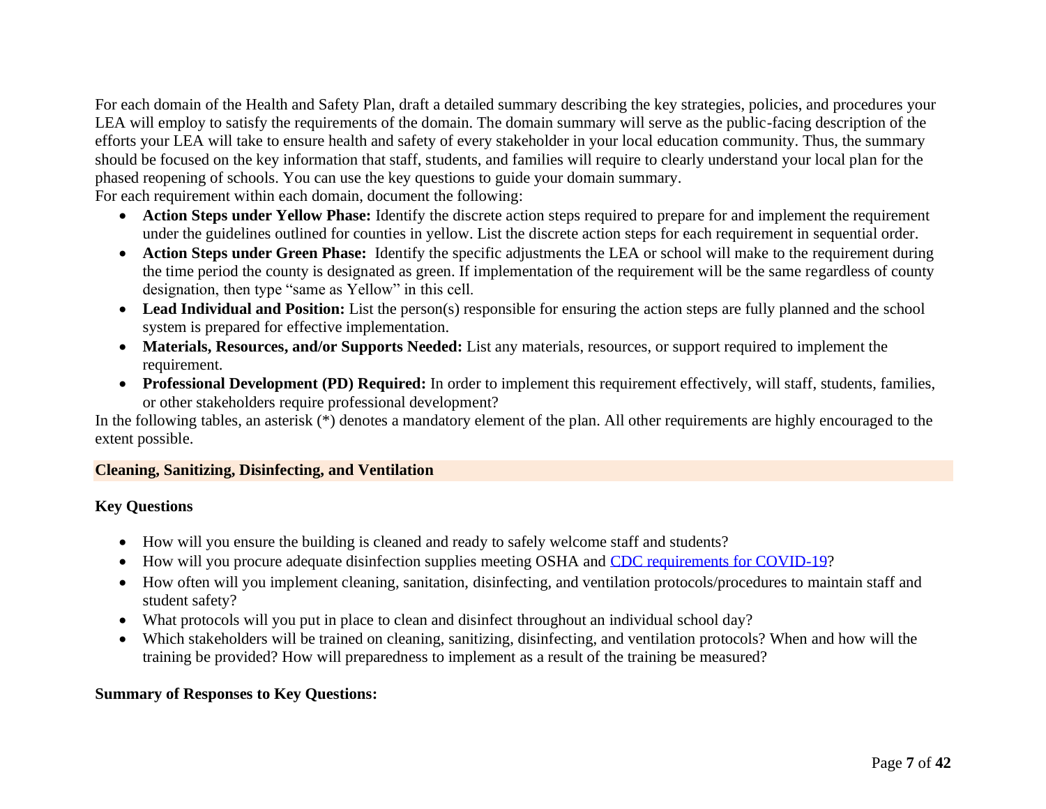For each domain of the Health and Safety Plan, draft a detailed summary describing the key strategies, policies, and procedures your LEA will employ to satisfy the requirements of the domain. The domain summary will serve as the public-facing description of the efforts your LEA will take to ensure health and safety of every stakeholder in your local education community. Thus, the summary should be focused on the key information that staff, students, and families will require to clearly understand your local plan for the phased reopening of schools. You can use the key questions to guide your domain summary.

For each requirement within each domain, document the following:

- **Action Steps under Yellow Phase:** Identify the discrete action steps required to prepare for and implement the requirement under the guidelines outlined for counties in yellow. List the discrete action steps for each requirement in sequential order.
- **Action Steps under Green Phase:** Identify the specific adjustments the LEA or school will make to the requirement during the time period the county is designated as green. If implementation of the requirement will be the same regardless of county designation, then type "same as Yellow" in this cell.
- **Lead Individual and Position:** List the person(s) responsible for ensuring the action steps are fully planned and the school system is prepared for effective implementation.
- **Materials, Resources, and/or Supports Needed:** List any materials, resources, or support required to implement the requirement.
- **Professional Development (PD) Required:** In order to implement this requirement effectively, will staff, students, families, or other stakeholders require professional development?

In the following tables, an asterisk (*) denotes a mandatory element of the plan. All other requirements are highly encouraged to the extent possible.

## Cleaning, Sanitizing, Disinfecting, and Ventilation

### Key Questions

- How will you ensure the building is cleaned and ready to safely welcome staff and students?
- How will you procure adequate disinfection supplies meeting OSHA and CDC requirements for COVID-19?
- How often will you implement cleaning, sanitation, disinfecting, and ventilation protocols/procedures to maintain staff and student safety?
- What protocols will you put in place to clean and disinfect throughout an individual school day?
- Which stakeholders will be trained on cleaning, sanitizing, disinfecting, and ventilation protocols? When and how will the training be provided? How will preparedness to implement as a result of the training be measured?

### Summary of Responses to Key Questions: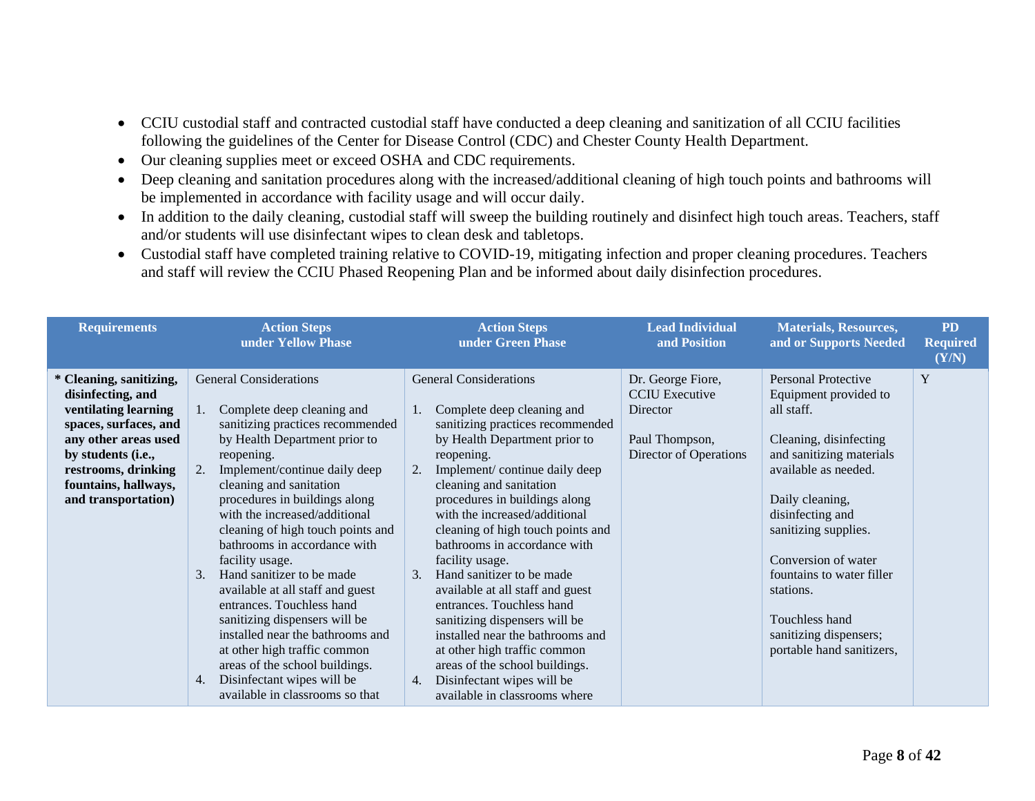- CCIU custodial staff and contracted custodial staff have conducted a deep cleaning and sanitization of all CCIU facilities following the guidelines of the Center for Disease Control (CDC) and Chester County Health Department.
- Our cleaning supplies meet or exceed OSHA and CDC requirements.
- Deep cleaning and sanitation procedures along with the increased/additional cleaning of high touch points and bathrooms will be implemented in accordance with facility usage and will occur daily.
- In addition to the daily cleaning, custodial staff will sweep the building routinely and disinfect high touch areas. Teachers, staff and/or students will use disinfectant wipes to clean desk and tabletops.
- Custodial staff have completed training relative to COVID-19, mitigating infection and proper cleaning procedures. Teachers and staff will review the CCIU Phased Reopening Plan and be informed about daily disinfection procedures.

| Requirements | Action Steps under Yellow Phase | Action Steps under Green Phase | Lead Individual and Position | Materials, Resources, and or Supports Needed | PD Required (Y/N) |
|---|---|---|---|---|---|
| **\* Cleaning, sanitizing, disinfecting, and ventilating learning spaces, surfaces, and any other areas used by students (i.e., restrooms, drinking fountains, hallways, and transportation)** | General Considerations<br><br>1. Complete deep cleaning and sanitizing practices recommended by Health Department prior to reopening.<br>2. Implement/continue daily deep cleaning and sanitation procedures in buildings along with the increased/additional cleaning of high touch points and bathrooms in accordance with facility usage.<br>3. Hand sanitizer to be made available at all staff and guest entrances. Touchless hand sanitizing dispensers will be installed near the bathrooms and at other high traffic common areas of the school buildings.<br>4. Disinfectant wipes will be available in classrooms so that | General Considerations<br><br>1. Complete deep cleaning and sanitizing practices recommended by Health Department prior to reopening.<br>2. Implement/ continue daily deep cleaning and sanitation procedures in buildings along with the increased/additional cleaning of high touch points and bathrooms in accordance with facility usage.<br>3. Hand sanitizer to be made available at all staff and guest entrances. Touchless hand sanitizing dispensers will be installed near the bathrooms and at other high traffic common areas of the school buildings.<br>4. Disinfectant wipes will be available in classrooms where | Dr. George Fiore, CCIU Executive Director<br><br>Paul Thompson, Director of Operations | Personal Protective Equipment provided to all staff.<br><br>Cleaning, disinfecting and sanitizing materials available as needed.<br><br>Daily cleaning, disinfecting and sanitizing supplies.<br><br>Conversion of water fountains to water filler stations.<br><br>Touchless hand sanitizing dispensers; portable hand sanitizers, | Y |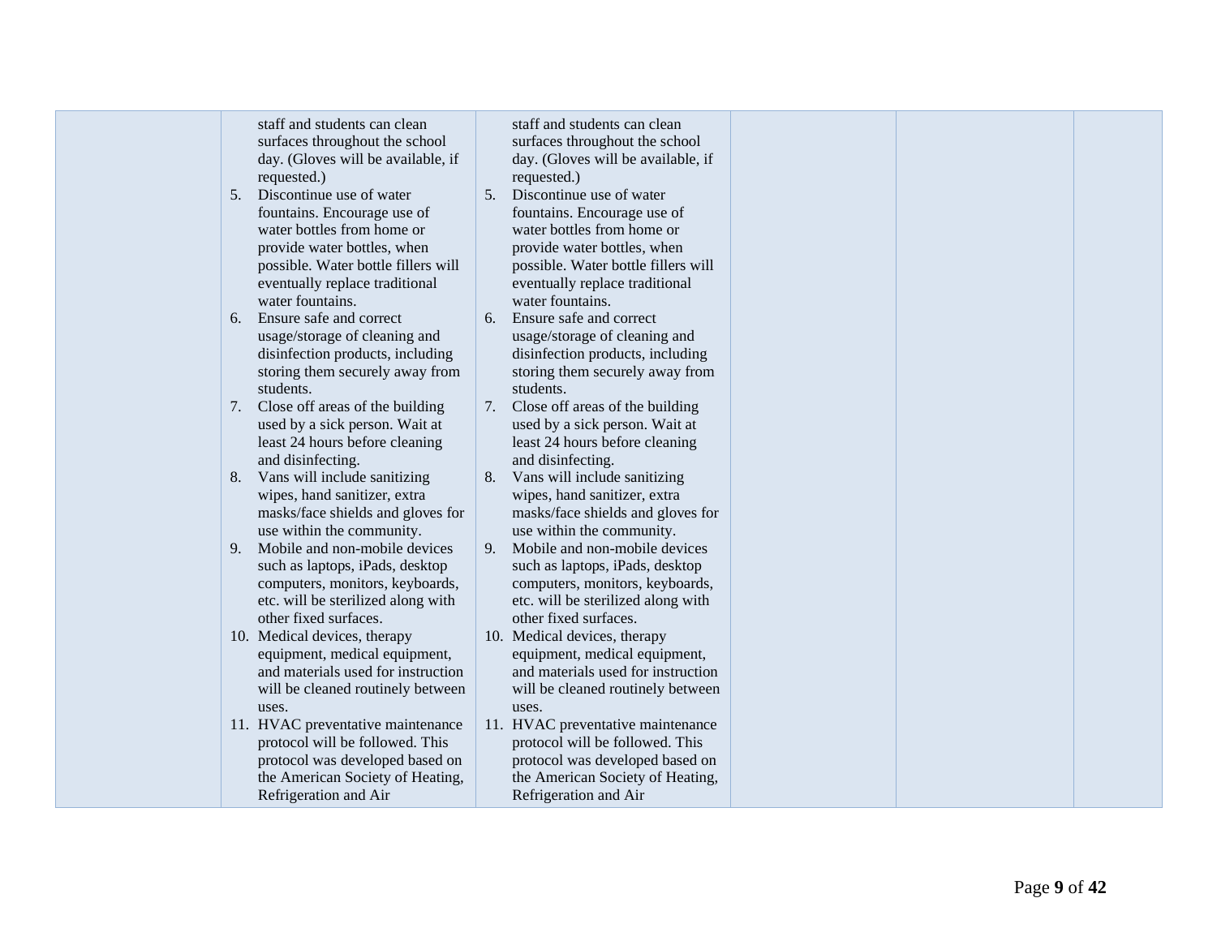|  |  |  |  |  |  |
|---|---|---|---|---|---|
|  | staff and students can clean surfaces throughout the school day. (Gloves will be available, if requested.)<br>5. Discontinue use of water fountains. Encourage use of water bottles from home or provide water bottles, when possible. Water bottle fillers will eventually replace traditional water fountains.<br>6. Ensure safe and correct usage/storage of cleaning and disinfection products, including storing them securely away from students.<br>7. Close off areas of the building used by a sick person. Wait at least 24 hours before cleaning and disinfecting.<br>8. Vans will include sanitizing wipes, hand sanitizer, extra masks/face shields and gloves for use within the community.<br>9. Mobile and non-mobile devices such as laptops, iPads, desktop computers, monitors, keyboards, etc. will be sterilized along with other fixed surfaces.<br>10. Medical devices, therapy equipment, medical equipment, and materials used for instruction will be cleaned routinely between uses.<br>11. HVAC preventative maintenance protocol will be followed. This protocol was developed based on the American Society of Heating, Refrigeration and Air | staff and students can clean surfaces throughout the school day. (Gloves will be available, if requested.)<br>5. Discontinue use of water fountains. Encourage use of water bottles from home or provide water bottles, when possible. Water bottle fillers will eventually replace traditional water fountains.<br>6. Ensure safe and correct usage/storage of cleaning and disinfection products, including storing them securely away from students.<br>7. Close off areas of the building used by a sick person. Wait at least 24 hours before cleaning and disinfecting.<br>8. Vans will include sanitizing wipes, hand sanitizer, extra masks/face shields and gloves for use within the community.<br>9. Mobile and non-mobile devices such as laptops, iPads, desktop computers, monitors, keyboards, etc. will be sterilized along with other fixed surfaces.<br>10. Medical devices, therapy equipment, medical equipment, and materials used for instruction will be cleaned routinely between uses.<br>11. HVAC preventative maintenance protocol will be followed. This protocol was developed based on the American Society of Heating, Refrigeration and Air |  |  |  |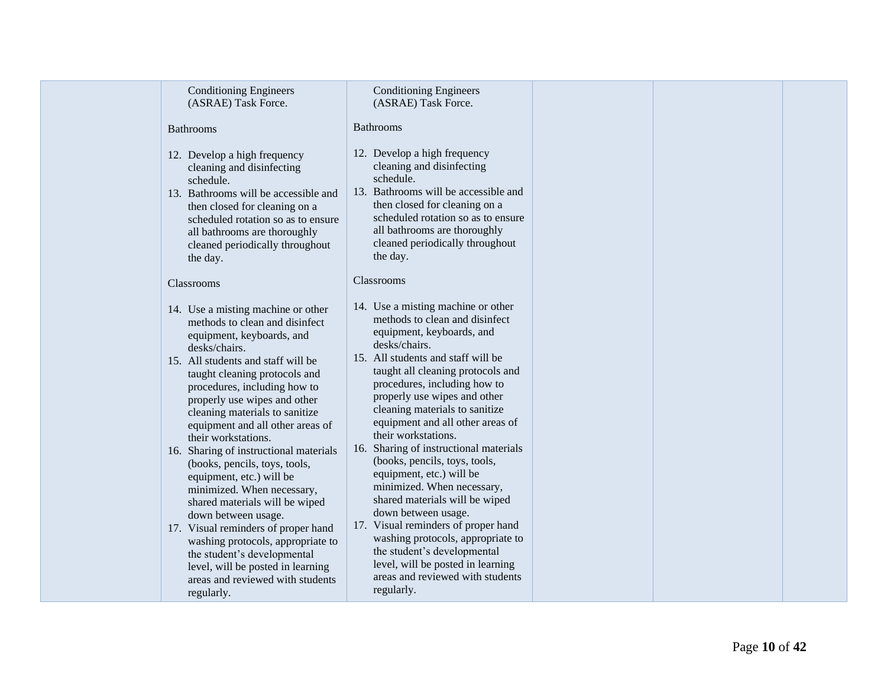| | | | | | |
|---|---|---|---|---|---|
| | Conditioning Engineers (ASRAE) Task Force.<br><br>Bathrooms<br><br>12. Develop a high frequency cleaning and disinfecting schedule.<br>13. Bathrooms will be accessible and then closed for cleaning on a scheduled rotation so as to ensure all bathrooms are thoroughly cleaned periodically throughout the day.<br><br>Classrooms<br><br>14. Use a misting machine or other methods to clean and disinfect equipment, keyboards, and desks/chairs.<br>15. All students and staff will be taught cleaning protocols and procedures, including how to properly use wipes and other cleaning materials to sanitize equipment and all other areas of their workstations.<br>16. Sharing of instructional materials (books, pencils, toys, tools, equipment, etc.) will be minimized. When necessary, shared materials will be wiped down between usage.<br>17. Visual reminders of proper hand washing protocols, appropriate to the student's developmental level, will be posted in learning areas and reviewed with students regularly. | Conditioning Engineers (ASRAE) Task Force.<br><br>Bathrooms<br><br>12. Develop a high frequency cleaning and disinfecting schedule.<br>13. Bathrooms will be accessible and then closed for cleaning on a scheduled rotation so as to ensure all bathrooms are thoroughly cleaned periodically throughout the day.<br><br>Classrooms<br><br>14. Use a misting machine or other methods to clean and disinfect equipment, keyboards, and desks/chairs.<br>15. All students and staff will be taught all cleaning protocols and procedures, including how to properly use wipes and other cleaning materials to sanitize equipment and all other areas of their workstations.<br>16. Sharing of instructional materials (books, pencils, toys, tools, equipment, etc.) will be minimized. When necessary, shared materials will be wiped down between usage.<br>17. Visual reminders of proper hand washing protocols, appropriate to the student's developmental level, will be posted in learning areas and reviewed with students regularly. | | | |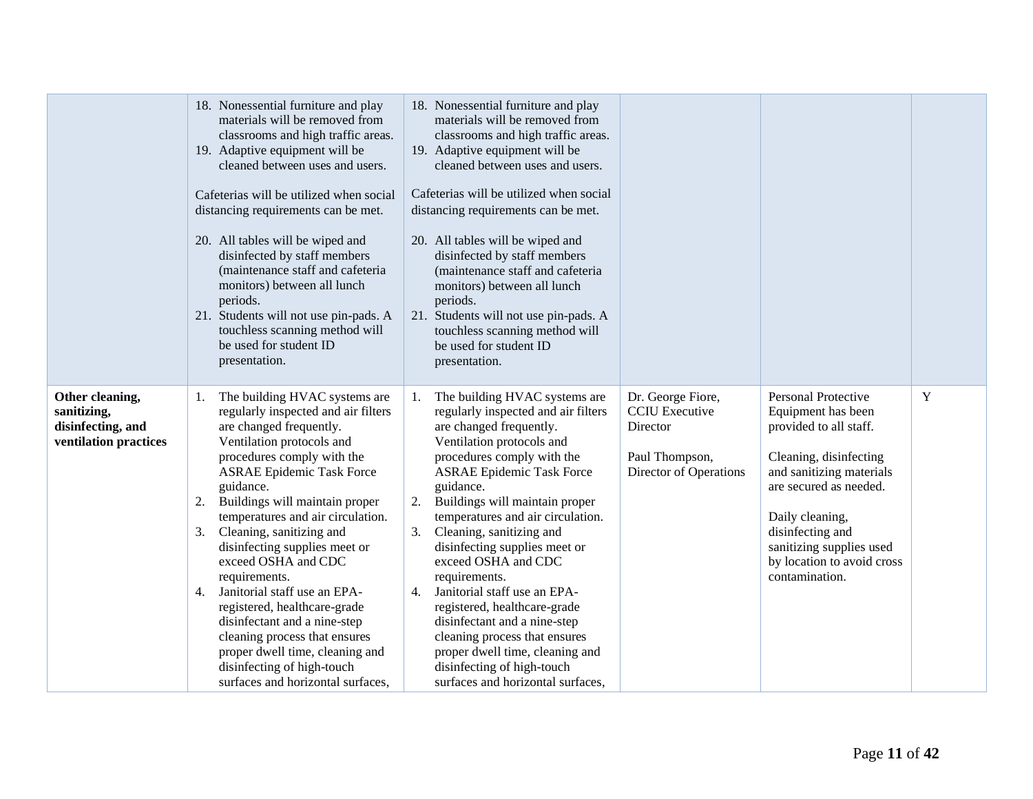| | | | | | |
|---|---|---|---|---|---|
| | 18. Nonessential furniture and play materials will be removed from classrooms and high traffic areas.<br>19. Adaptive equipment will be cleaned between uses and users.<br><br>Cafeterias will be utilized when social distancing requirements can be met.<br><br>20. All tables will be wiped and disinfected by staff members (maintenance staff and cafeteria monitors) between all lunch periods.<br>21. Students will not use pin-pads. A touchless scanning method will be used for student ID presentation. | 18. Nonessential furniture and play materials will be removed from classrooms and high traffic areas.<br>19. Adaptive equipment will be cleaned between uses and users.<br><br>Cafeterias will be utilized when social distancing requirements can be met.<br><br>20. All tables will be wiped and disinfected by staff members (maintenance staff and cafeteria monitors) between all lunch periods.<br>21. Students will not use pin-pads. A touchless scanning method will be used for student ID presentation. | | | |
| **Other cleaning, sanitizing, disinfecting, and ventilation practices** | 1. The building HVAC systems are regularly inspected and air filters are changed frequently. Ventilation protocols and procedures comply with the ASRAE Epidemic Task Force guidance.<br>2. Buildings will maintain proper temperatures and air circulation.<br>3. Cleaning, sanitizing and disinfecting supplies meet or exceed OSHA and CDC requirements.<br>4. Janitorial staff use an EPA-registered, healthcare-grade disinfectant and a nine-step cleaning process that ensures proper dwell time, cleaning and disinfecting of high-touch surfaces and horizontal surfaces, | 1. The building HVAC systems are regularly inspected and air filters are changed frequently. Ventilation protocols and procedures comply with the ASRAE Epidemic Task Force guidance.<br>2. Buildings will maintain proper temperatures and air circulation.<br>3. Cleaning, sanitizing and disinfecting supplies meet or exceed OSHA and CDC requirements.<br>4. Janitorial staff use an EPA-registered, healthcare-grade disinfectant and a nine-step cleaning process that ensures proper dwell time, cleaning and disinfecting of high-touch surfaces and horizontal surfaces, | Dr. George Fiore, CCIU Executive Director<br><br>Paul Thompson, Director of Operations | Personal Protective Equipment has been provided to all staff.<br><br>Cleaning, disinfecting and sanitizing materials are secured as needed.<br><br>Daily cleaning, disinfecting and sanitizing supplies used by location to avoid cross contamination. | Y |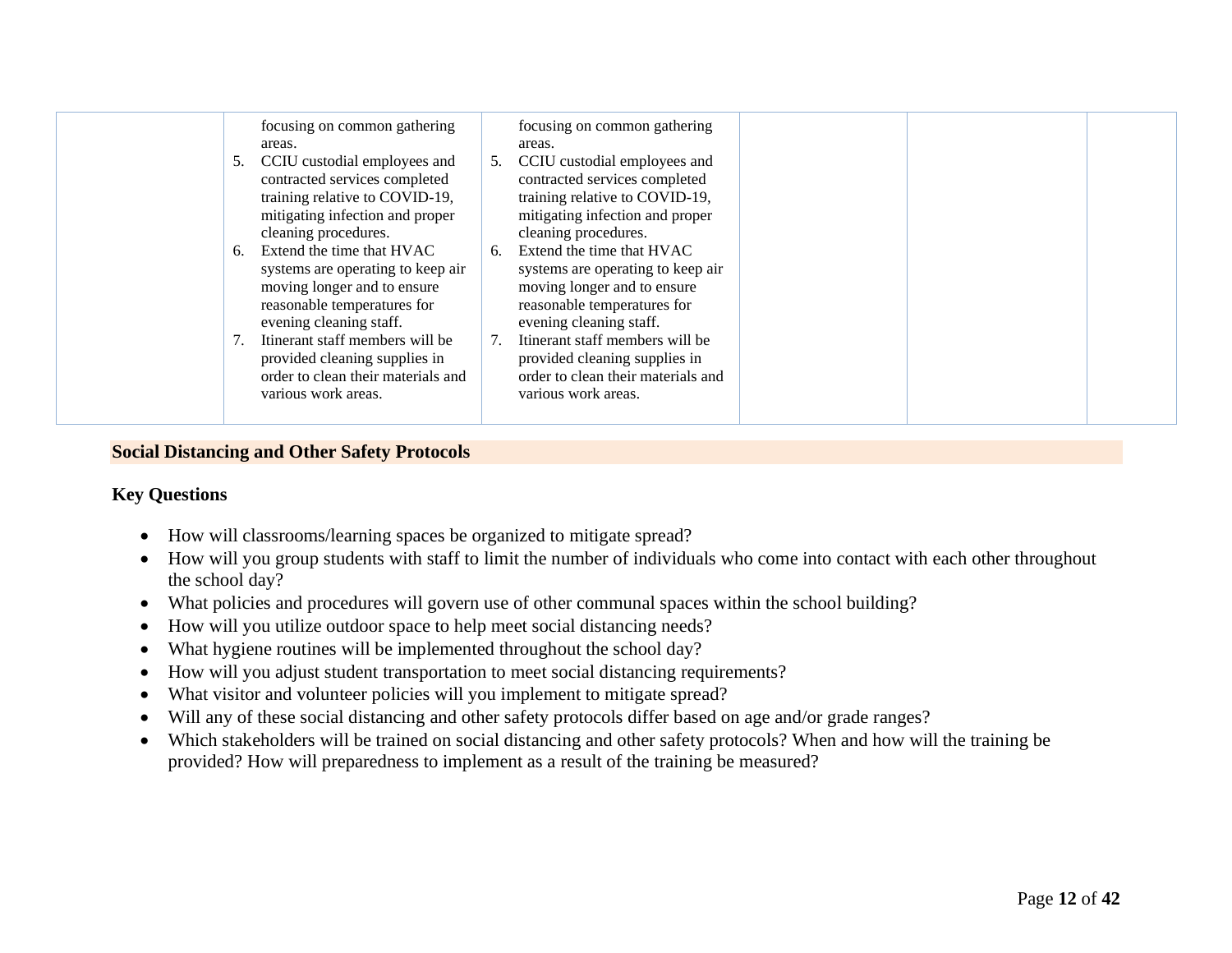| | | | | | |
|---|---|---|---|---|---|
| | focusing on common gathering areas.<br>5. CCIU custodial employees and contracted services completed training relative to COVID-19, mitigating infection and proper cleaning procedures.<br>6. Extend the time that HVAC systems are operating to keep air moving longer and to ensure reasonable temperatures for evening cleaning staff.<br>7. Itinerant staff members will be provided cleaning supplies in order to clean their materials and various work areas. | focusing on common gathering areas.<br>5. CCIU custodial employees and contracted services completed training relative to COVID-19, mitigating infection and proper cleaning procedures.<br>6. Extend the time that HVAC systems are operating to keep air moving longer and to ensure reasonable temperatures for evening cleaning staff.<br>7. Itinerant staff members will be provided cleaning supplies in order to clean their materials and various work areas. | | | |

## Social Distancing and Other Safety Protocols

### Key Questions

- How will classrooms/learning spaces be organized to mitigate spread?
- How will you group students with staff to limit the number of individuals who come into contact with each other throughout the school day?
- What policies and procedures will govern use of other communal spaces within the school building?
- How will you utilize outdoor space to help meet social distancing needs?
- What hygiene routines will be implemented throughout the school day?
- How will you adjust student transportation to meet social distancing requirements?
- What visitor and volunteer policies will you implement to mitigate spread?
- Will any of these social distancing and other safety protocols differ based on age and/or grade ranges?
- Which stakeholders will be trained on social distancing and other safety protocols? When and how will the training be provided? How will preparedness to implement as a result of the training be measured?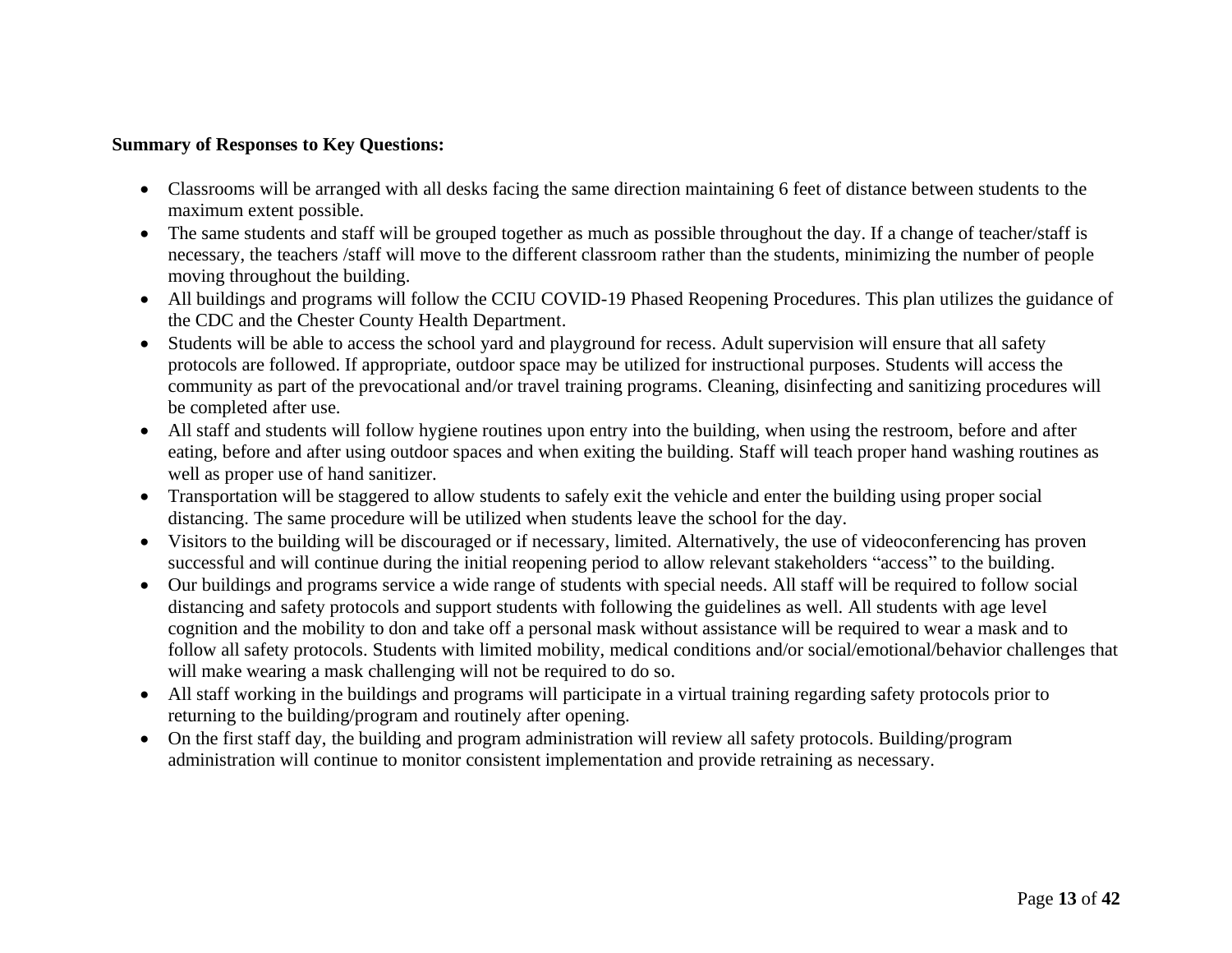**Summary of Responses to Key Questions:**

- Classrooms will be arranged with all desks facing the same direction maintaining 6 feet of distance between students to the maximum extent possible.
- The same students and staff will be grouped together as much as possible throughout the day. If a change of teacher/staff is necessary, the teachers /staff will move to the different classroom rather than the students, minimizing the number of people moving throughout the building.
- All buildings and programs will follow the CCIU COVID-19 Phased Reopening Procedures. This plan utilizes the guidance of the CDC and the Chester County Health Department.
- Students will be able to access the school yard and playground for recess. Adult supervision will ensure that all safety protocols are followed. If appropriate, outdoor space may be utilized for instructional purposes. Students will access the community as part of the prevocational and/or travel training programs. Cleaning, disinfecting and sanitizing procedures will be completed after use.
- All staff and students will follow hygiene routines upon entry into the building, when using the restroom, before and after eating, before and after using outdoor spaces and when exiting the building. Staff will teach proper hand washing routines as well as proper use of hand sanitizer.
- Transportation will be staggered to allow students to safely exit the vehicle and enter the building using proper social distancing. The same procedure will be utilized when students leave the school for the day.
- Visitors to the building will be discouraged or if necessary, limited. Alternatively, the use of videoconferencing has proven successful and will continue during the initial reopening period to allow relevant stakeholders "access" to the building.
- Our buildings and programs service a wide range of students with special needs. All staff will be required to follow social distancing and safety protocols and support students with following the guidelines as well. All students with age level cognition and the mobility to don and take off a personal mask without assistance will be required to wear a mask and to follow all safety protocols. Students with limited mobility, medical conditions and/or social/emotional/behavior challenges that will make wearing a mask challenging will not be required to do so.
- All staff working in the buildings and programs will participate in a virtual training regarding safety protocols prior to returning to the building/program and routinely after opening.
- On the first staff day, the building and program administration will review all safety protocols. Building/program administration will continue to monitor consistent implementation and provide retraining as necessary.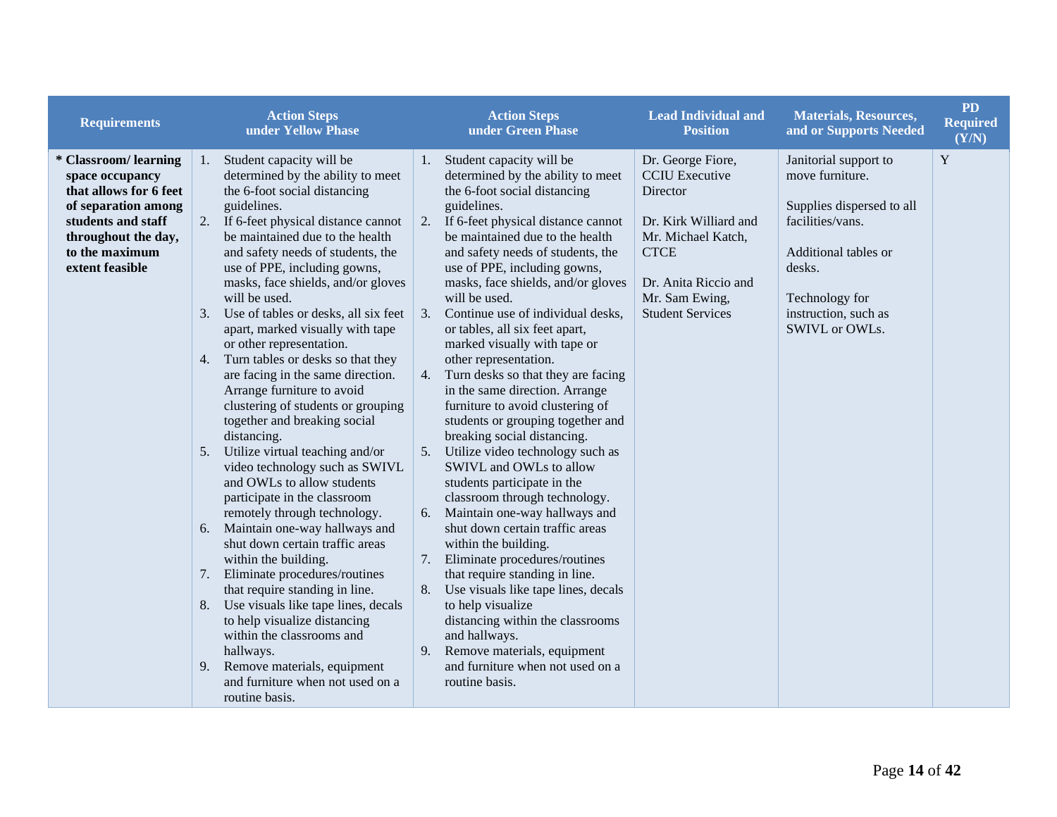| Requirements | Action Steps under Yellow Phase | Action Steps under Green Phase | Lead Individual and Position | Materials, Resources, and or Supports Needed | PD Required (Y/N) |
|---|---|---|---|---|---|
| **\* Classroom/ learning space occupancy that allows for 6 feet of separation among students and staff throughout the day, to the maximum extent feasible** | 1. Student capacity will be determined by the ability to meet the 6-foot social distancing guidelines.<br>2. If 6-feet physical distance cannot be maintained due to the health and safety needs of students, the use of PPE, including gowns, masks, face shields, and/or gloves will be used.<br>3. Use of tables or desks, all six feet apart, marked visually with tape or other representation.<br>4. Turn tables or desks so that they are facing in the same direction. Arrange furniture to avoid clustering of students or grouping together and breaking social distancing.<br>5. Utilize virtual teaching and/or video technology such as SWIVL and OWLs to allow students participate in the classroom remotely through technology.<br>6. Maintain one-way hallways and shut down certain traffic areas within the building.<br>7. Eliminate procedures/routines that require standing in line.<br>8. Use visuals like tape lines, decals to help visualize distancing within the classrooms and hallways.<br>9. Remove materials, equipment and furniture when not used on a routine basis. | 1. Student capacity will be determined by the ability to meet the 6-foot social distancing guidelines.<br>2. If 6-feet physical distance cannot be maintained due to the health and safety needs of students, the use of PPE, including gowns, masks, face shields, and/or gloves will be used.<br>3. Continue use of individual desks, or tables, all six feet apart, marked visually with tape or other representation.<br>4. Turn desks so that they are facing in the same direction. Arrange furniture to avoid clustering of students or grouping together and breaking social distancing.<br>5. Utilize video technology such as SWIVL and OWLs to allow students participate in the classroom through technology.<br>6. Maintain one-way hallways and shut down certain traffic areas within the building.<br>7. Eliminate procedures/routines that require standing in line.<br>8. Use visuals like tape lines, decals to help visualize distancing within the classrooms and hallways.<br>9. Remove materials, equipment and furniture when not used on a routine basis. | Dr. George Fiore, CCIU Executive Director<br><br>Dr. Kirk Williard and Mr. Michael Katch, CTCE<br><br>Dr. Anita Riccio and Mr. Sam Ewing, Student Services | Janitorial support to move furniture.<br><br>Supplies dispersed to all facilities/vans.<br><br>Additional tables or desks.<br><br>Technology for instruction, such as SWIVL or OWLs. | Y |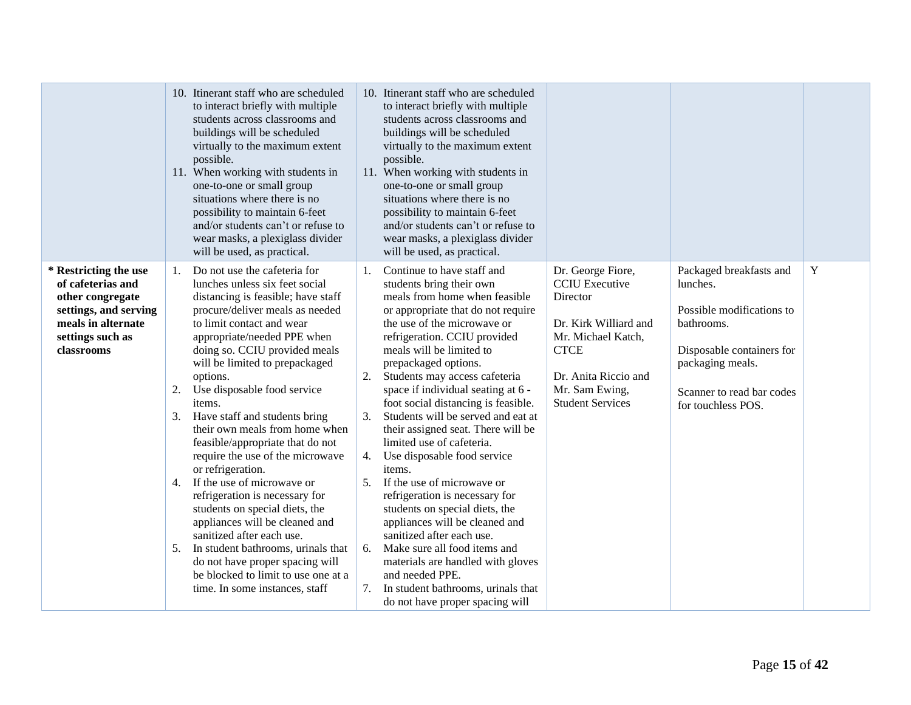| | | | | | |
|---|---|---|---|---|---|
| | 10. Itinerant staff who are scheduled to interact briefly with multiple students across classrooms and buildings will be scheduled virtually to the maximum extent possible.<br>11. When working with students in one-to-one or small group situations where there is no possibility to maintain 6-feet and/or students can't or refuse to wear masks, a plexiglass divider will be used, as practical. | 10. Itinerant staff who are scheduled to interact briefly with multiple students across classrooms and buildings will be scheduled virtually to the maximum extent possible.<br>11. When working with students in one-to-one or small group situations where there is no possibility to maintain 6-feet and/or students can't or refuse to wear masks, a plexiglass divider will be used, as practical. | | | |
| **\* Restricting the use of cafeterias and other congregate settings, and serving meals in alternate settings such as classrooms** | 1. Do not use the cafeteria for lunches unless six feet social distancing is feasible; have staff procure/deliver meals as needed to limit contact and wear appropriate/needed PPE when doing so. CCIU provided meals will be limited to prepackaged options.<br>2. Use disposable food service items.<br>3. Have staff and students bring their own meals from home when feasible/appropriate that do not require the use of the microwave or refrigeration.<br>4. If the use of microwave or refrigeration is necessary for students on special diets, the appliances will be cleaned and sanitized after each use.<br>5. In student bathrooms, urinals that do not have proper spacing will be blocked to limit to use one at a time. In some instances, staff | 1. Continue to have staff and students bring their own meals from home when feasible or appropriate that do not require the use of the microwave or refrigeration. CCIU provided meals will be limited to prepackaged options.<br>2. Students may access cafeteria space if individual seating at 6 -foot social distancing is feasible.<br>3. Students will be served and eat at their assigned seat. There will be limited use of cafeteria.<br>4. Use disposable food service items.<br>5. If the use of microwave or refrigeration is necessary for students on special diets, the appliances will be cleaned and sanitized after each use.<br>6. Make sure all food items and materials are handled with gloves and needed PPE.<br>7. In student bathrooms, urinals that do not have proper spacing will | Dr. George Fiore, CCIU Executive Director<br><br>Dr. Kirk Williard and Mr. Michael Katch, CTCE<br><br>Dr. Anita Riccio and Mr. Sam Ewing, Student Services | Packaged breakfasts and lunches.<br><br>Possible modifications to bathrooms.<br><br>Disposable containers for packaging meals.<br><br>Scanner to read bar codes for touchless POS. | Y |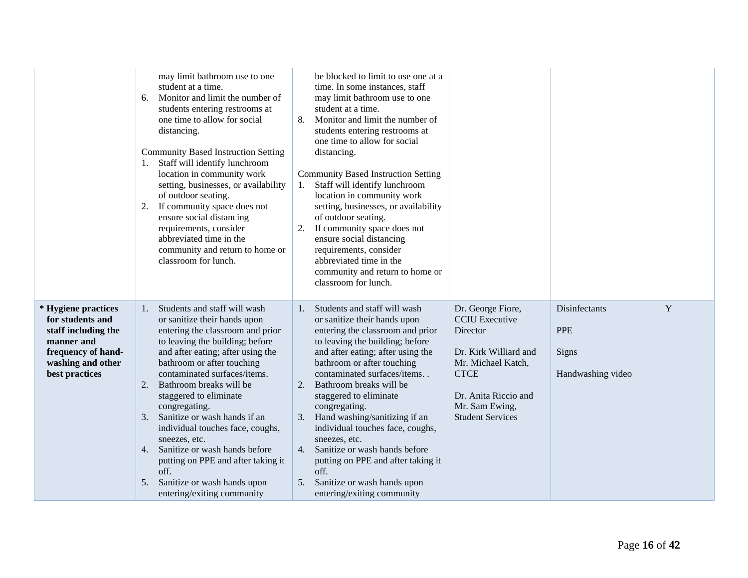| | | | | | |
|---|---|---|---|---|---|
| | may limit bathroom use to one student at a time.<br>6. Monitor and limit the number of students entering restrooms at one time to allow for social distancing.<br><br>Community Based Instruction Setting<br>1. Staff will identify lunchroom location in community work setting, businesses, or availability of outdoor seating.<br>2. If community space does not ensure social distancing requirements, consider abbreviated time in the community and return to home or classroom for lunch. | be blocked to limit to use one at a time. In some instances, staff may limit bathroom use to one student at a time.<br>8. Monitor and limit the number of students entering restrooms at one time to allow for social distancing.<br><br>Community Based Instruction Setting<br>1. Staff will identify lunchroom location in community work setting, businesses, or availability of outdoor seating.<br>2. If community space does not ensure social distancing requirements, consider abbreviated time in the community and return to home or classroom for lunch. | | | |
| **\* Hygiene practices for students and staff including the manner and frequency of hand-washing and other best practices** | 1. Students and staff will wash or sanitize their hands upon entering the classroom and prior to leaving the building; before and after eating; after using the bathroom or after touching contaminated surfaces/items.<br>2. Bathroom breaks will be staggered to eliminate congregating.<br>3. Sanitize or wash hands if an individual touches face, coughs, sneezes, etc.<br>4. Sanitize or wash hands before putting on PPE and after taking it off.<br>5. Sanitize or wash hands upon entering/exiting community | 1. Students and staff will wash or sanitize their hands upon entering the classroom and prior to leaving the building; before and after eating; after using the bathroom or after touching contaminated surfaces/items. .<br>2. Bathroom breaks will be staggered to eliminate congregating.<br>3. Hand washing/sanitizing if an individual touches face, coughs, sneezes, etc.<br>4. Sanitize or wash hands before putting on PPE and after taking it off.<br>5. Sanitize or wash hands upon entering/exiting community | Dr. George Fiore, CCIU Executive Director<br><br>Dr. Kirk Williard and Mr. Michael Katch, CTCE<br><br>Dr. Anita Riccio and Mr. Sam Ewing, Student Services | Disinfectants<br><br>PPE<br><br>Signs<br><br>Handwashing video | Y |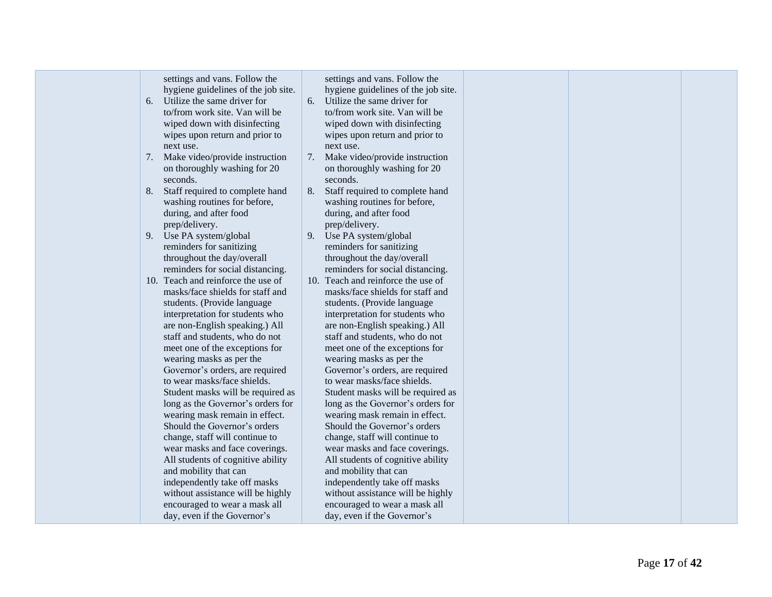|  |  |  |  |  |  |
|---|---|---|---|---|---|
|  | settings and vans. Follow the hygiene guidelines of the job site.<br>6. Utilize the same driver for to/from work site. Van will be wiped down with disinfecting wipes upon return and prior to next use.<br>7. Make video/provide instruction on thoroughly washing for 20 seconds.<br>8. Staff required to complete hand washing routines for before, during, and after food prep/delivery.<br>9. Use PA system/global reminders for sanitizing throughout the day/overall reminders for social distancing.<br>10. Teach and reinforce the use of masks/face shields for staff and students. (Provide language interpretation for students who are non-English speaking.) All staff and students, who do not meet one of the exceptions for wearing masks as per the Governor's orders, are required to wear masks/face shields. Student masks will be required as long as the Governor's orders for wearing mask remain in effect. Should the Governor's orders change, staff will continue to wear masks and face coverings. All students of cognitive ability and mobility that can independently take off masks without assistance will be highly encouraged to wear a mask all day, even if the Governor's | settings and vans. Follow the hygiene guidelines of the job site.<br>6. Utilize the same driver for to/from work site. Van will be wiped down with disinfecting wipes upon return and prior to next use.<br>7. Make video/provide instruction on thoroughly washing for 20 seconds.<br>8. Staff required to complete hand washing routines for before, during, and after food prep/delivery.<br>9. Use PA system/global reminders for sanitizing throughout the day/overall reminders for social distancing.<br>10. Teach and reinforce the use of masks/face shields for staff and students. (Provide language interpretation for students who are non-English speaking.) All staff and students, who do not meet one of the exceptions for wearing masks as per the Governor's orders, are required to wear masks/face shields. Student masks will be required as long as the Governor's orders for wearing mask remain in effect. Should the Governor's orders change, staff will continue to wear masks and face coverings. All students of cognitive ability and mobility that can independently take off masks without assistance will be highly encouraged to wear a mask all day, even if the Governor's |  |  |  |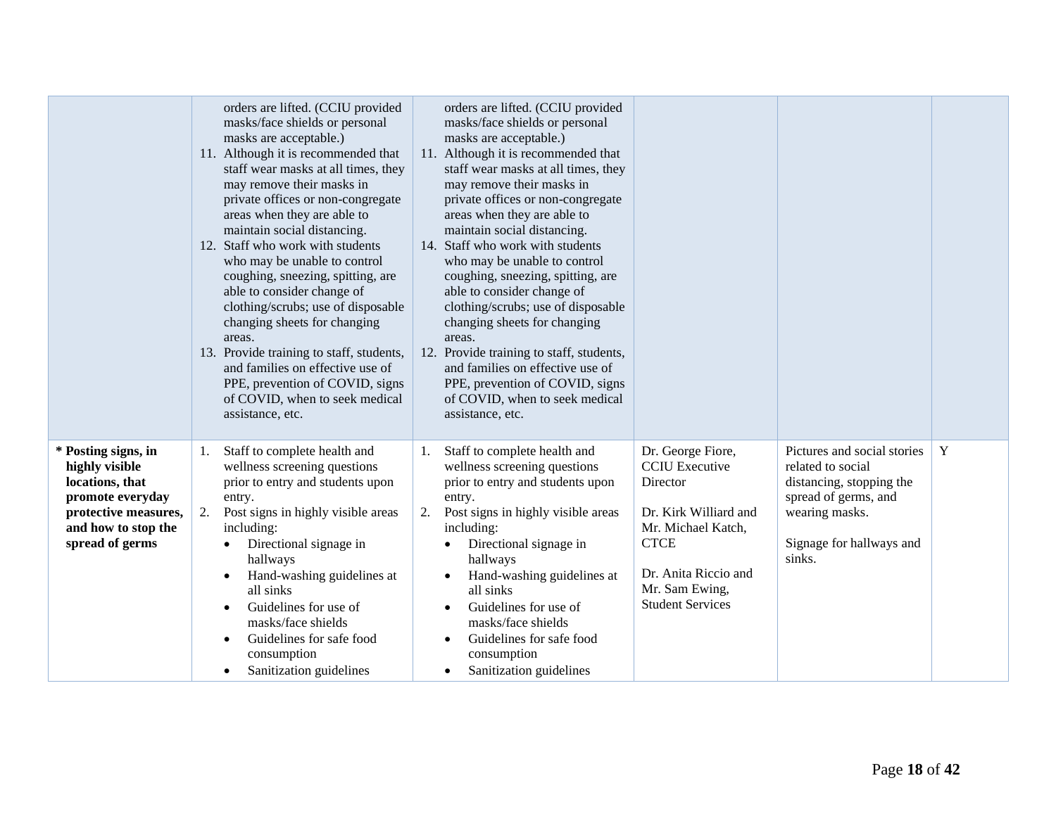| | | | | | |
|---|---|---|---|---|---|
| | orders are lifted. (CCIU provided masks/face shields or personal masks are acceptable.)<br>11. Although it is recommended that staff wear masks at all times, they may remove their masks in private offices or non-congregate areas when they are able to maintain social distancing.<br>12. Staff who work with students who may be unable to control coughing, sneezing, spitting, are able to consider change of clothing/scrubs; use of disposable changing sheets for changing areas.<br>13. Provide training to staff, students, and families on effective use of PPE, prevention of COVID, signs of COVID, when to seek medical assistance, etc. | orders are lifted. (CCIU provided masks/face shields or personal masks are acceptable.)<br>11. Although it is recommended that staff wear masks at all times, they may remove their masks in private offices or non-congregate areas when they are able to maintain social distancing.<br>14. Staff who work with students who may be unable to control coughing, sneezing, spitting, are able to consider change of clothing/scrubs; use of disposable changing sheets for changing areas.<br>12. Provide training to staff, students, and families on effective use of PPE, prevention of COVID, signs of COVID, when to seek medical assistance, etc. | | | |
| **\* Posting signs, in highly visible locations, that promote everyday protective measures, and how to stop the spread of germs** | 1. Staff to complete health and wellness screening questions prior to entry and students upon entry.<br>2. Post signs in highly visible areas including:<br>• Directional signage in hallways<br>• Hand-washing guidelines at all sinks<br>• Guidelines for use of masks/face shields<br>• Guidelines for safe food consumption<br>• Sanitization guidelines | 1. Staff to complete health and wellness screening questions prior to entry and students upon entry.<br>2. Post signs in highly visible areas including:<br>• Directional signage in hallways<br>• Hand-washing guidelines at all sinks<br>• Guidelines for use of masks/face shields<br>• Guidelines for safe food consumption<br>• Sanitization guidelines | Dr. George Fiore, CCIU Executive Director<br><br>Dr. Kirk Williard and Mr. Michael Katch, CTCE<br><br>Dr. Anita Riccio and Mr. Sam Ewing, Student Services | Pictures and social stories related to social distancing, stopping the spread of germs, and wearing masks.<br><br>Signage for hallways and sinks. | Y |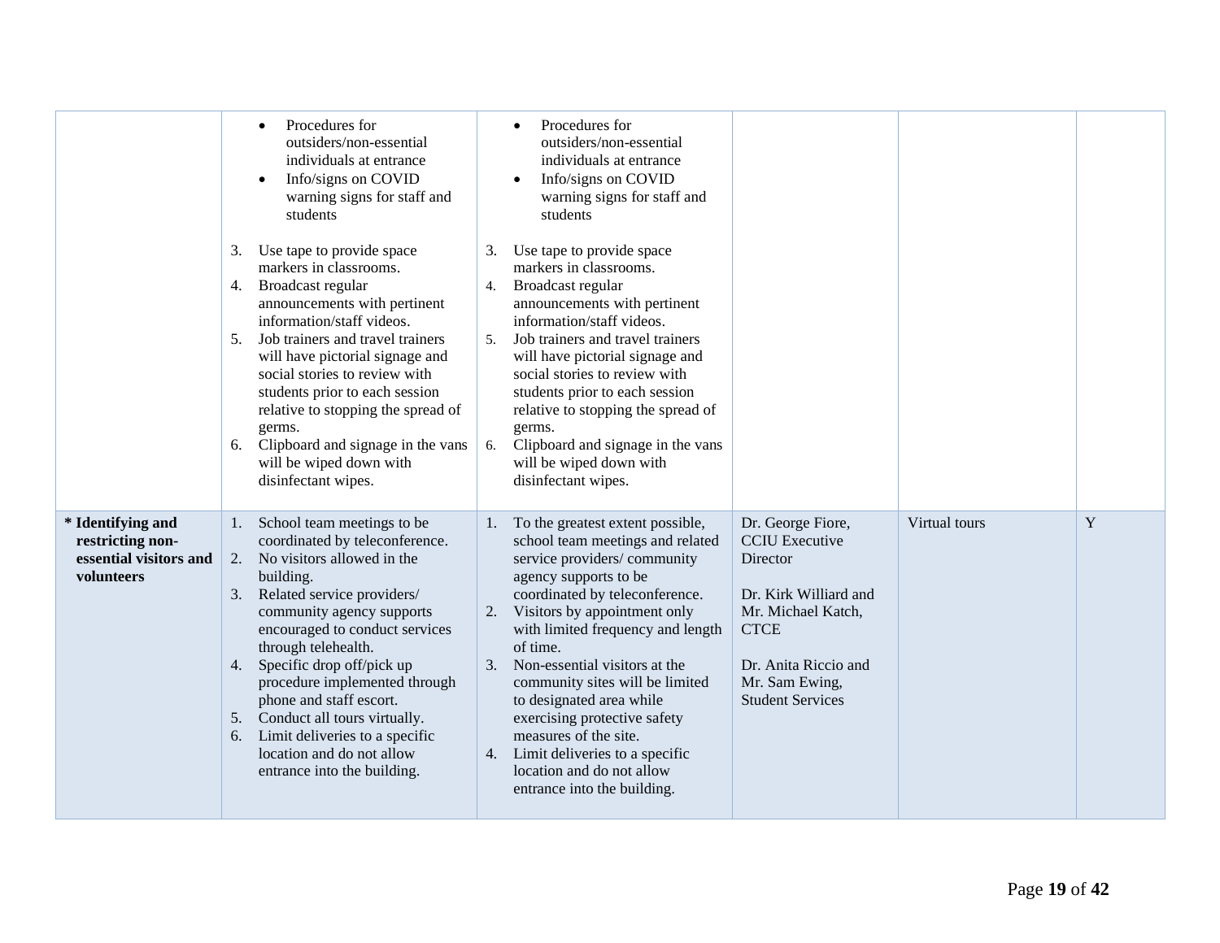| | | | | | |
|---|---|---|---|---|---|
| | • Procedures for outsiders/non-essential individuals at entrance<br>• Info/signs on COVID warning signs for staff and students<br><br>3. Use tape to provide space markers in classrooms.<br>4. Broadcast regular announcements with pertinent information/staff videos.<br>5. Job trainers and travel trainers will have pictorial signage and social stories to review with students prior to each session relative to stopping the spread of germs.<br>6. Clipboard and signage in the vans will be wiped down with disinfectant wipes. | • Procedures for outsiders/non-essential individuals at entrance<br>• Info/signs on COVID warning signs for staff and students<br><br>3. Use tape to provide space markers in classrooms.<br>4. Broadcast regular announcements with pertinent information/staff videos.<br>5. Job trainers and travel trainers will have pictorial signage and social stories to review with students prior to each session relative to stopping the spread of germs.<br>6. Clipboard and signage in the vans will be wiped down with disinfectant wipes. | | | |
| **\* Identifying and restricting non-essential visitors and volunteers** | 1. School team meetings to be coordinated by teleconference.<br>2. No visitors allowed in the building.<br>3. Related service providers/ community agency supports encouraged to conduct services through telehealth.<br>4. Specific drop off/pick up procedure implemented through phone and staff escort.<br>5. Conduct all tours virtually.<br>6. Limit deliveries to a specific location and do not allow entrance into the building. | 1. To the greatest extent possible, school team meetings and related service providers/ community agency supports to be coordinated by teleconference.<br>2. Visitors by appointment only with limited frequency and length of time.<br>3. Non-essential visitors at the community sites will be limited to designated area while exercising protective safety measures of the site.<br>4. Limit deliveries to a specific location and do not allow entrance into the building. | Dr. George Fiore, CCIU Executive Director<br><br>Dr. Kirk Williard and Mr. Michael Katch, CTCE<br><br>Dr. Anita Riccio and Mr. Sam Ewing, Student Services | Virtual tours | Y |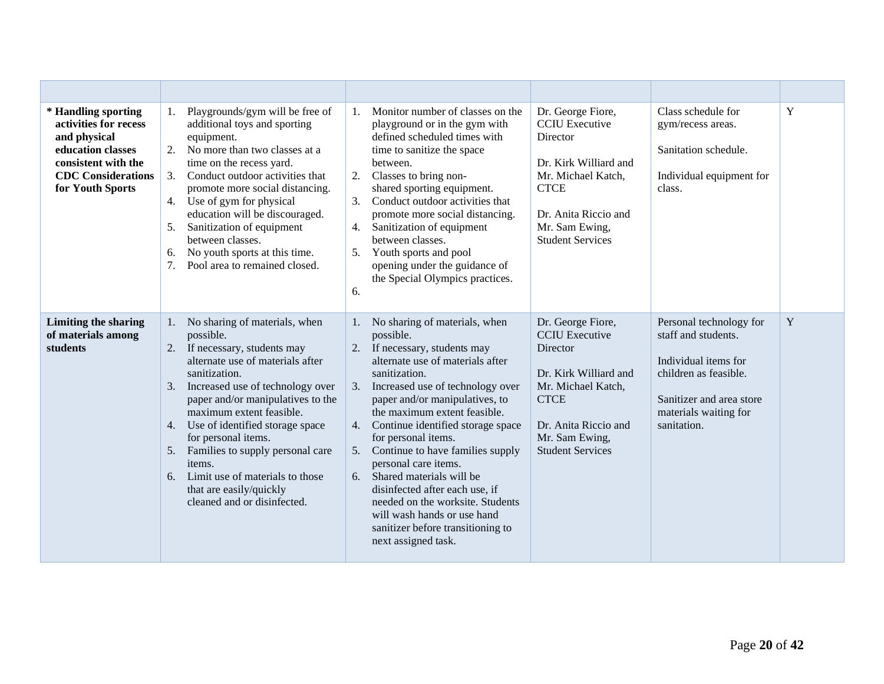| | | | | | |
|---|---|---|---|---|---|
| **\* Handling sporting activities for recess and physical education classes consistent with the CDC Considerations for Youth Sports** | 1. Playgrounds/gym will be free of additional toys and sporting equipment.<br>2. No more than two classes at a time on the recess yard.<br>3. Conduct outdoor activities that promote more social distancing.<br>4. Use of gym for physical education will be discouraged.<br>5. Sanitization of equipment between classes.<br>6. No youth sports at this time.<br>7. Pool area to remained closed. | 1. Monitor number of classes on the playground or in the gym with defined scheduled times with time to sanitize the space between.<br>2. Classes to bring non-shared sporting equipment.<br>3. Conduct outdoor activities that promote more social distancing.<br>4. Sanitization of equipment between classes.<br>5. Youth sports and pool opening under the guidance of the Special Olympics practices.<br>6. | Dr. George Fiore, CCIU Executive Director<br><br>Dr. Kirk Williard and Mr. Michael Katch, CTCE<br><br>Dr. Anita Riccio and Mr. Sam Ewing, Student Services | Class schedule for gym/recess areas.<br><br>Sanitation schedule.<br><br>Individual equipment for class. | Y |
| **Limiting the sharing of materials among students** | 1. No sharing of materials, when possible.<br>2. If necessary, students may alternate use of materials after sanitization.<br>3. Increased use of technology over paper and/or manipulatives to the maximum extent feasible.<br>4. Use of identified storage space for personal items.<br>5. Families to supply personal care items.<br>6. Limit use of materials to those that are easily/quickly cleaned and or disinfected. | 1. No sharing of materials, when possible.<br>2. If necessary, students may alternate use of materials after sanitization.<br>3. Increased use of technology over paper and/or manipulatives, to the maximum extent feasible.<br>4. Continue identified storage space for personal items.<br>5. Continue to have families supply personal care items.<br>6. Shared materials will be disinfected after each use, if needed on the worksite. Students will wash hands or use hand sanitizer before transitioning to next assigned task. | Dr. George Fiore, CCIU Executive Director<br><br>Dr. Kirk Williard and Mr. Michael Katch, CTCE<br><br>Dr. Anita Riccio and Mr. Sam Ewing, Student Services | Personal technology for staff and students.<br><br>Individual items for children as feasible.<br><br>Sanitizer and area store materials waiting for sanitation. | Y |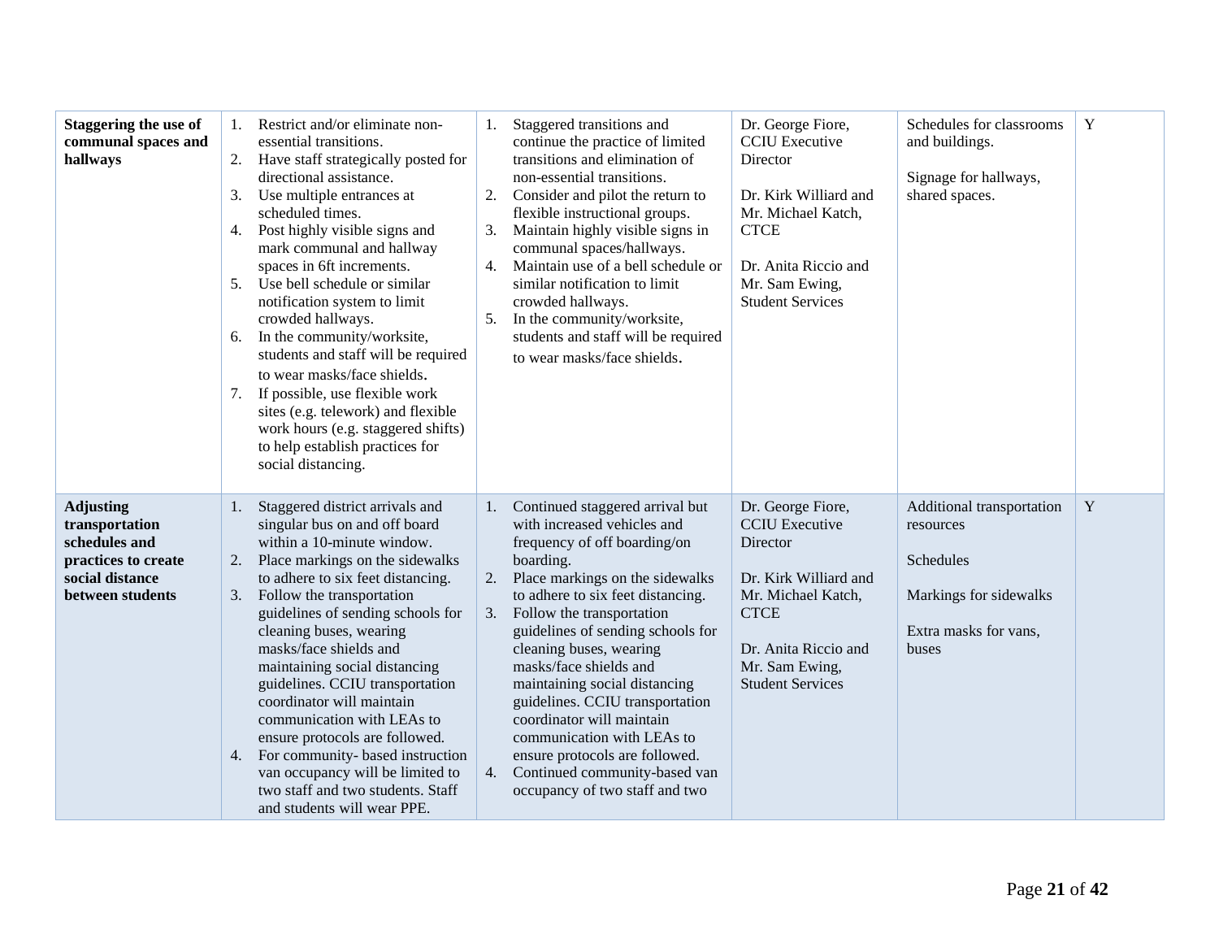| | | | | | |
|---|---|---|---|---|---|
| **Staggering the use of communal spaces and hallways** | 1. Restrict and/or eliminate non-essential transitions.<br>2. Have staff strategically posted for directional assistance.<br>3. Use multiple entrances at scheduled times.<br>4. Post highly visible signs and mark communal and hallway spaces in 6ft increments.<br>5. Use bell schedule or similar notification system to limit crowded hallways.<br>6. In the community/worksite, students and staff will be required to wear masks/face shields.<br>7. If possible, use flexible work sites (e.g. telework) and flexible work hours (e.g. staggered shifts) to help establish practices for social distancing. | 1. Staggered transitions and continue the practice of limited transitions and elimination of non-essential transitions.<br>2. Consider and pilot the return to flexible instructional groups.<br>3. Maintain highly visible signs in communal spaces/hallways.<br>4. Maintain use of a bell schedule or similar notification to limit crowded hallways.<br>5. In the community/worksite, students and staff will be required to wear masks/face shields. | Dr. George Fiore, CCIU Executive Director<br><br>Dr. Kirk Williard and Mr. Michael Katch, CTCE<br><br>Dr. Anita Riccio and Mr. Sam Ewing, Student Services | Schedules for classrooms and buildings.<br><br>Signage for hallways, shared spaces. | Y |
| **Adjusting transportation schedules and practices to create social distance between students** | 1. Staggered district arrivals and singular bus on and off board within a 10-minute window.<br>2. Place markings on the sidewalks to adhere to six feet distancing.<br>3. Follow the transportation guidelines of sending schools for cleaning buses, wearing masks/face shields and maintaining social distancing guidelines. CCIU transportation coordinator will maintain communication with LEAs to ensure protocols are followed.<br>4. For community- based instruction van occupancy will be limited to two staff and two students. Staff and students will wear PPE. | 1. Continued staggered arrival but with increased vehicles and frequency of off boarding/on boarding.<br>2. Place markings on the sidewalks to adhere to six feet distancing.<br>3. Follow the transportation guidelines of sending schools for cleaning buses, wearing masks/face shields and maintaining social distancing guidelines. CCIU transportation coordinator will maintain communication with LEAs to ensure protocols are followed.<br>4. Continued community-based van occupancy of two staff and two | Dr. George Fiore, CCIU Executive Director<br><br>Dr. Kirk Williard and Mr. Michael Katch, CTCE<br><br>Dr. Anita Riccio and Mr. Sam Ewing, Student Services | Additional transportation resources<br><br>Schedules<br><br>Markings for sidewalks<br><br>Extra masks for vans, buses | Y |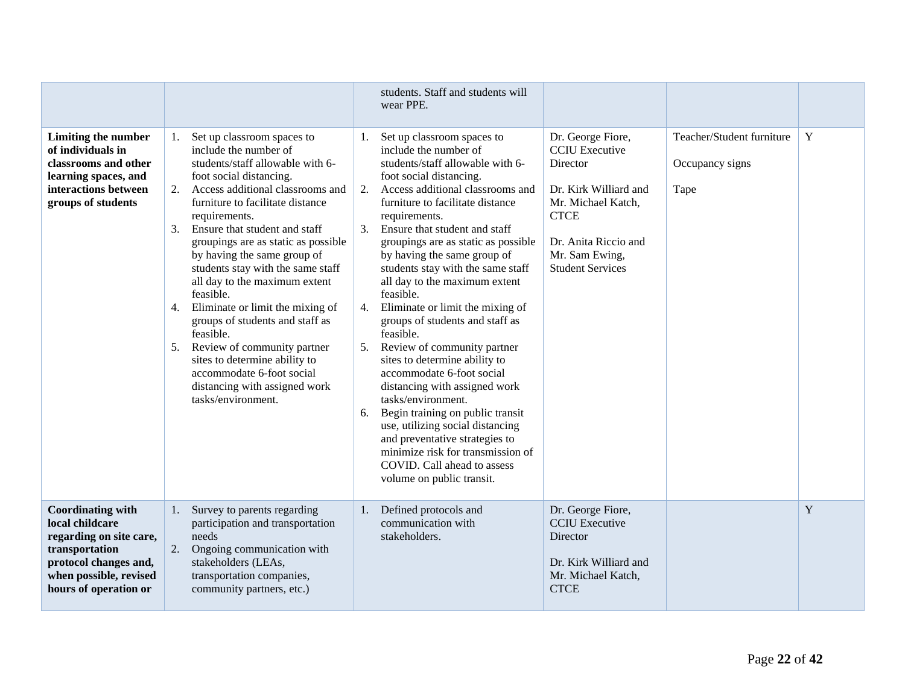| | | | | | |
|---|---|---|---|---|---|
| | | students. Staff and students will wear PPE. | | | |
| **Limiting the number of individuals in classrooms and other learning spaces, and interactions between groups of students** | 1. Set up classroom spaces to include the number of students/staff allowable with 6-foot social distancing.<br>2. Access additional classrooms and furniture to facilitate distance requirements.<br>3. Ensure that student and staff groupings are as static as possible by having the same group of students stay with the same staff all day to the maximum extent feasible.<br>4. Eliminate or limit the mixing of groups of students and staff as feasible.<br>5. Review of community partner sites to determine ability to accommodate 6-foot social distancing with assigned work tasks/environment. | 1. Set up classroom spaces to include the number of students/staff allowable with 6-foot social distancing.<br>2. Access additional classrooms and furniture to facilitate distance requirements.<br>3. Ensure that student and staff groupings are as static as possible by having the same group of students stay with the same staff all day to the maximum extent feasible.<br>4. Eliminate or limit the mixing of groups of students and staff as feasible.<br>5. Review of community partner sites to determine ability to accommodate 6-foot social distancing with assigned work tasks/environment.<br>6. Begin training on public transit use, utilizing social distancing and preventative strategies to minimize risk for transmission of COVID. Call ahead to assess volume on public transit. | Dr. George Fiore, CCIU Executive Director<br><br>Dr. Kirk Williard and Mr. Michael Katch, CTCE<br><br>Dr. Anita Riccio and Mr. Sam Ewing, Student Services | Teacher/Student furniture<br><br>Occupancy signs<br><br>Tape | Y |
| **Coordinating with local childcare regarding on site care, transportation protocol changes and, when possible, revised hours of operation or** | 1. Survey to parents regarding participation and transportation needs<br>2. Ongoing communication with stakeholders (LEAs, transportation companies, community partners, etc.) | 1. Defined protocols and communication with stakeholders. | Dr. George Fiore, CCIU Executive Director<br><br>Dr. Kirk Williard and Mr. Michael Katch, CTCE | | Y |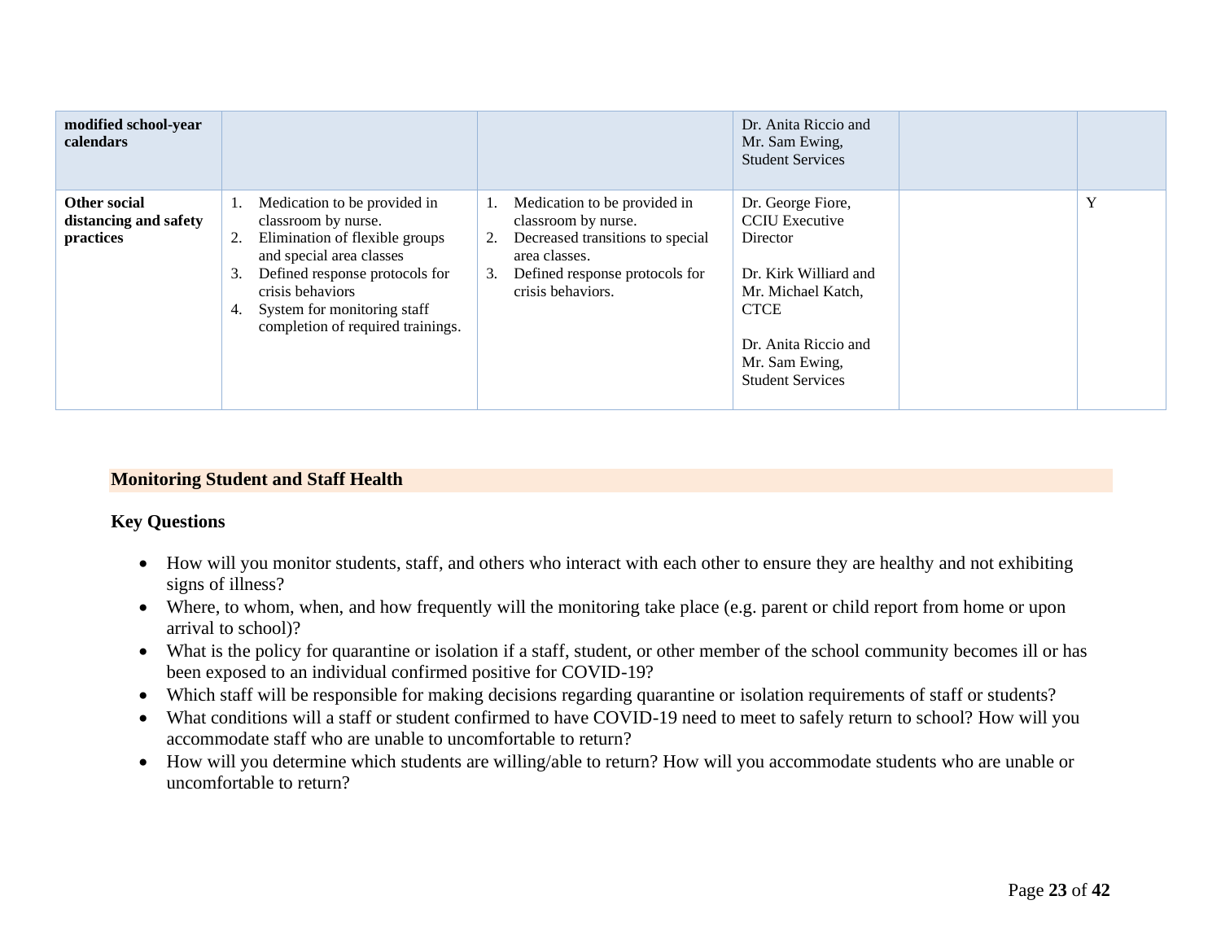| | | | | | |
|---|---|---|---|---|---|
| **modified school-year calendars** | | | Dr. Anita Riccio and Mr. Sam Ewing, Student Services | | |
| **Other social distancing and safety practices** | 1. Medication to be provided in classroom by nurse.<br>2. Elimination of flexible groups and special area classes<br>3. Defined response protocols for crisis behaviors<br>4. System for monitoring staff completion of required trainings. | 1. Medication to be provided in classroom by nurse.<br>2. Decreased transitions to special area classes.<br>3. Defined response protocols for crisis behaviors. | Dr. George Fiore, CCIU Executive Director<br><br>Dr. Kirk Williard and Mr. Michael Katch, CTCE<br><br>Dr. Anita Riccio and Mr. Sam Ewing, Student Services | | Y |

## Monitoring Student and Staff Health

### Key Questions

- How will you monitor students, staff, and others who interact with each other to ensure they are healthy and not exhibiting signs of illness?
- Where, to whom, when, and how frequently will the monitoring take place (e.g. parent or child report from home or upon arrival to school)?
- What is the policy for quarantine or isolation if a staff, student, or other member of the school community becomes ill or has been exposed to an individual confirmed positive for COVID-19?
- Which staff will be responsible for making decisions regarding quarantine or isolation requirements of staff or students?
- What conditions will a staff or student confirmed to have COVID-19 need to meet to safely return to school? How will you accommodate staff who are unable to uncomfortable to return?
- How will you determine which students are willing/able to return? How will you accommodate students who are unable or uncomfortable to return?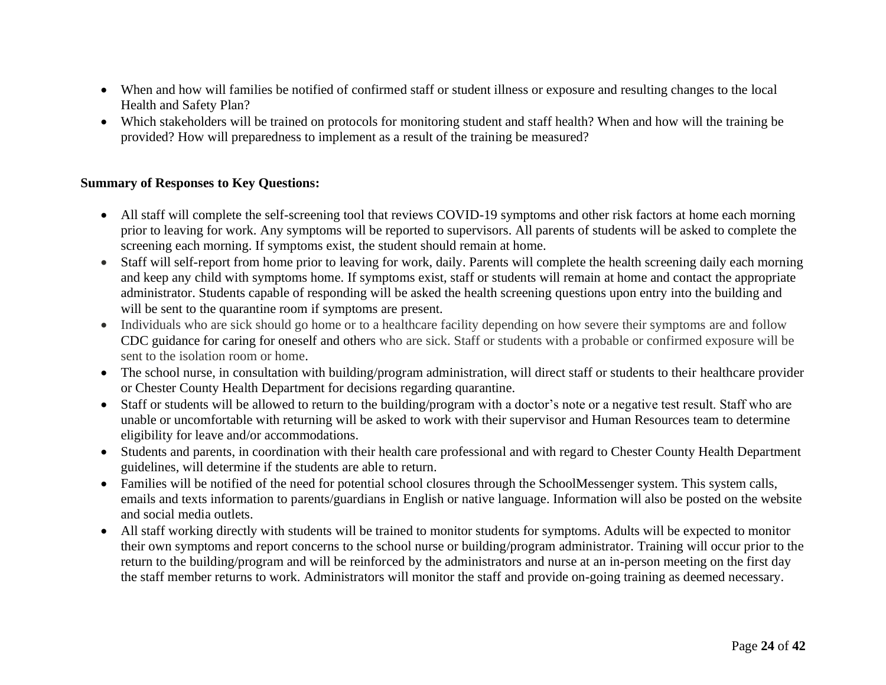- When and how will families be notified of confirmed staff or student illness or exposure and resulting changes to the local Health and Safety Plan?
- Which stakeholders will be trained on protocols for monitoring student and staff health? When and how will the training be provided? How will preparedness to implement as a result of the training be measured?

**Summary of Responses to Key Questions:**

- All staff will complete the self-screening tool that reviews COVID-19 symptoms and other risk factors at home each morning prior to leaving for work. Any symptoms will be reported to supervisors. All parents of students will be asked to complete the screening each morning. If symptoms exist, the student should remain at home.
- Staff will self-report from home prior to leaving for work, daily. Parents will complete the health screening daily each morning and keep any child with symptoms home. If symptoms exist, staff or students will remain at home and contact the appropriate administrator. Students capable of responding will be asked the health screening questions upon entry into the building and will be sent to the quarantine room if symptoms are present.
- Individuals who are sick should go home or to a healthcare facility depending on how severe their symptoms are and follow CDC guidance for caring for oneself and others who are sick. Staff or students with a probable or confirmed exposure will be sent to the isolation room or home.
- The school nurse, in consultation with building/program administration, will direct staff or students to their healthcare provider or Chester County Health Department for decisions regarding quarantine.
- Staff or students will be allowed to return to the building/program with a doctor's note or a negative test result. Staff who are unable or uncomfortable with returning will be asked to work with their supervisor and Human Resources team to determine eligibility for leave and/or accommodations.
- Students and parents, in coordination with their health care professional and with regard to Chester County Health Department guidelines, will determine if the students are able to return.
- Families will be notified of the need for potential school closures through the SchoolMessenger system. This system calls, emails and texts information to parents/guardians in English or native language. Information will also be posted on the website and social media outlets.
- All staff working directly with students will be trained to monitor students for symptoms. Adults will be expected to monitor their own symptoms and report concerns to the school nurse or building/program administrator. Training will occur prior to the return to the building/program and will be reinforced by the administrators and nurse at an in-person meeting on the first day the staff member returns to work. Administrators will monitor the staff and provide on-going training as deemed necessary.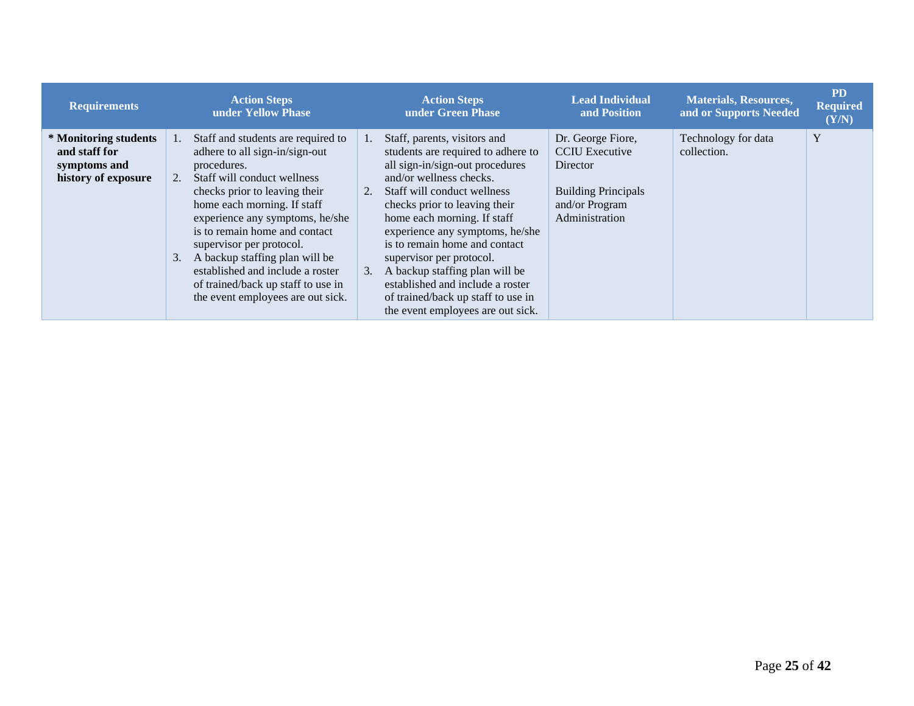| Requirements | Action Steps under Yellow Phase | Action Steps under Green Phase | Lead Individual and Position | Materials, Resources, and or Supports Needed | PD Required (Y/N) |
|---|---|---|---|---|---|
| **\* Monitoring students and staff for symptoms and history of exposure** | 1. Staff and students are required to adhere to all sign-in/sign-out procedures.<br>2. Staff will conduct wellness checks prior to leaving their home each morning. If staff experience any symptoms, he/she is to remain home and contact supervisor per protocol.<br>3. A backup staffing plan will be established and include a roster of trained/back up staff to use in the event employees are out sick. | 1. Staff, parents, visitors and students are required to adhere to all sign-in/sign-out procedures and/or wellness checks.<br>2. Staff will conduct wellness checks prior to leaving their home each morning. If staff experience any symptoms, he/she is to remain home and contact supervisor per protocol.<br>3. A backup staffing plan will be established and include a roster of trained/back up staff to use in the event employees are out sick. | Dr. George Fiore, CCIU Executive Director<br><br>Building Principals and/or Program Administration | Technology for data collection. | Y |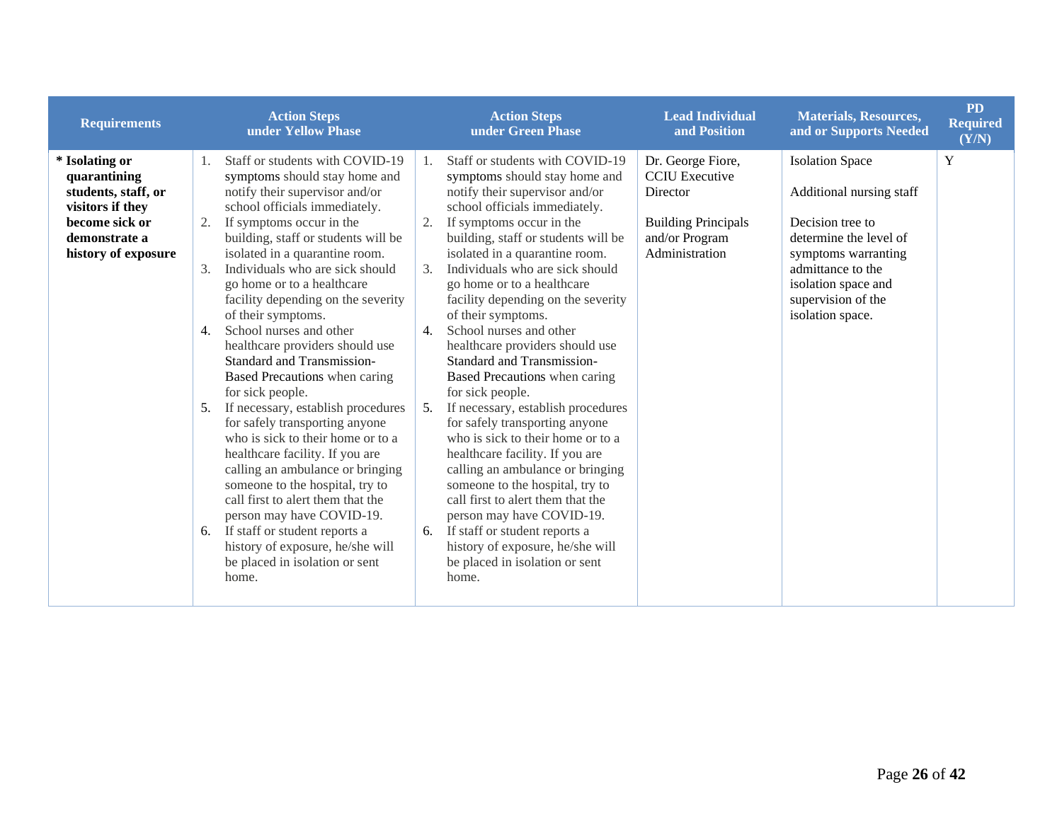| Requirements | Action Steps under Yellow Phase | Action Steps under Green Phase | Lead Individual and Position | Materials, Resources, and or Supports Needed | PD Required (Y/N) |
|---|---|---|---|---|---|
| **\* Isolating or quarantining students, staff, or visitors if they become sick or demonstrate a history of exposure** | 1. Staff or students with COVID-19 symptoms should stay home and notify their supervisor and/or school officials immediately.<br>2. If symptoms occur in the building, staff or students will be isolated in a quarantine room.<br>3. Individuals who are sick should go home or to a healthcare facility depending on the severity of their symptoms.<br>4. School nurses and other healthcare providers should use Standard and Transmission-Based Precautions when caring for sick people.<br>5. If necessary, establish procedures for safely transporting anyone who is sick to their home or to a healthcare facility. If you are calling an ambulance or bringing someone to the hospital, try to call first to alert them that the person may have COVID-19.<br>6. If staff or student reports a history of exposure, he/she will be placed in isolation or sent home. | 1. Staff or students with COVID-19 symptoms should stay home and notify their supervisor and/or school officials immediately.<br>2. If symptoms occur in the building, staff or students will be isolated in a quarantine room.<br>3. Individuals who are sick should go home or to a healthcare facility depending on the severity of their symptoms.<br>4. School nurses and other healthcare providers should use Standard and Transmission-Based Precautions when caring for sick people.<br>5. If necessary, establish procedures for safely transporting anyone who is sick to their home or to a healthcare facility. If you are calling an ambulance or bringing someone to the hospital, try to call first to alert them that the person may have COVID-19.<br>6. If staff or student reports a history of exposure, he/she will be placed in isolation or sent home. | Dr. George Fiore, CCIU Executive Director<br><br>Building Principals and/or Program Administration | Isolation Space<br><br>Additional nursing staff<br><br>Decision tree to determine the level of symptoms warranting admittance to the isolation space and supervision of the isolation space. | Y |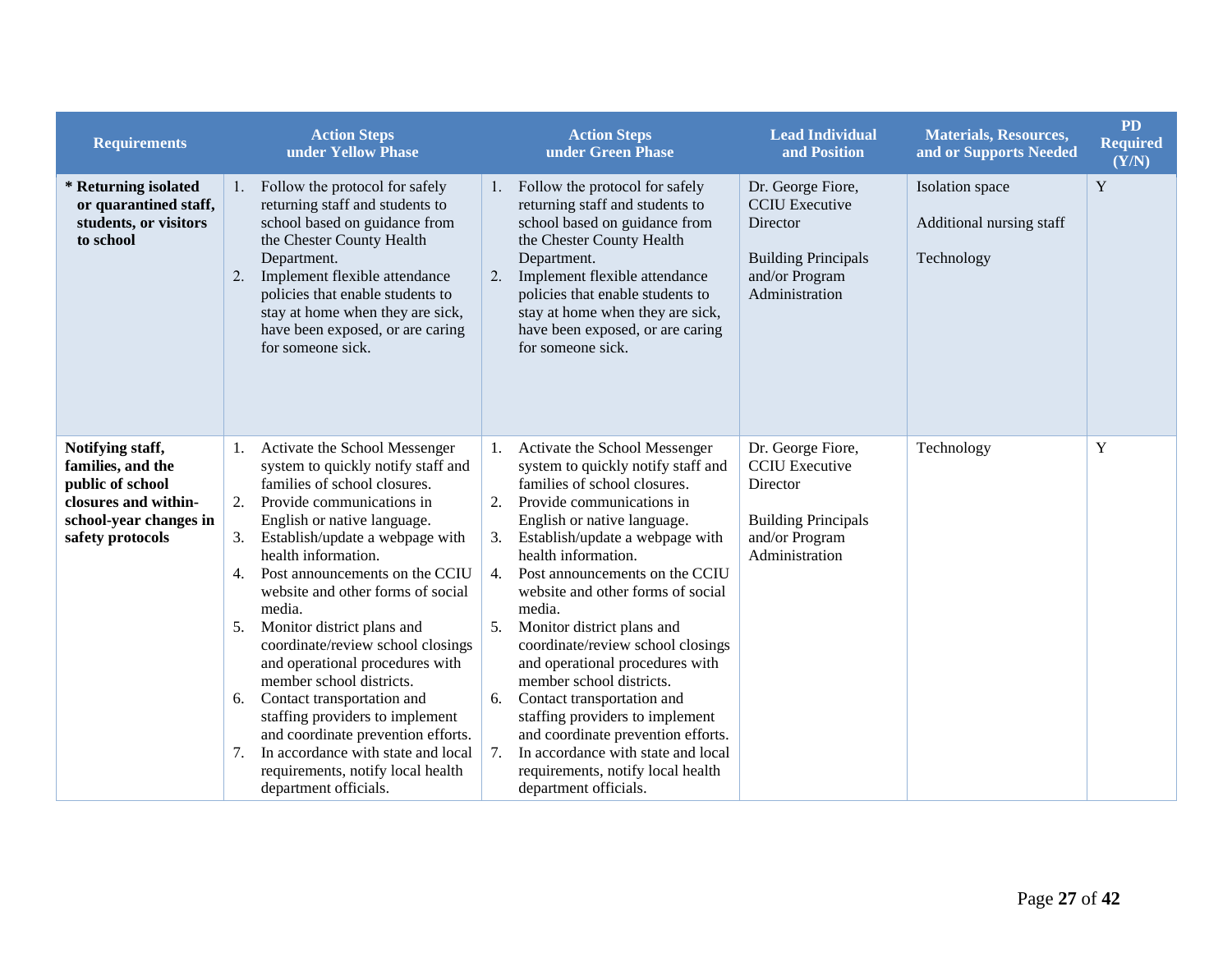| Requirements | Action Steps under Yellow Phase | Action Steps under Green Phase | Lead Individual and Position | Materials, Resources, and or Supports Needed | PD Required (Y/N) |
|---|---|---|---|---|---|
| **\* Returning isolated or quarantined staff, students, or visitors to school** | 1. Follow the protocol for safely returning staff and students to school based on guidance from the Chester County Health Department.<br>2. Implement flexible attendance policies that enable students to stay at home when they are sick, have been exposed, or are caring for someone sick. | 1. Follow the protocol for safely returning staff and students to school based on guidance from the Chester County Health Department.<br>2. Implement flexible attendance policies that enable students to stay at home when they are sick, have been exposed, or are caring for someone sick. | Dr. George Fiore, CCIU Executive Director<br><br>Building Principals and/or Program Administration | Isolation space<br><br>Additional nursing staff<br><br>Technology | Y |
| **Notifying staff, families, and the public of school closures and within-school-year changes in safety protocols** | 1. Activate the School Messenger system to quickly notify staff and families of school closures.<br>2. Provide communications in English or native language.<br>3. Establish/update a webpage with health information.<br>4. Post announcements on the CCIU website and other forms of social media.<br>5. Monitor district plans and coordinate/review school closings and operational procedures with member school districts.<br>6. Contact transportation and staffing providers to implement and coordinate prevention efforts.<br>7. In accordance with state and local requirements, notify local health department officials. | 1. Activate the School Messenger system to quickly notify staff and families of school closures.<br>2. Provide communications in English or native language.<br>3. Establish/update a webpage with health information.<br>4. Post announcements on the CCIU website and other forms of social media.<br>5. Monitor district plans and coordinate/review school closings and operational procedures with member school districts.<br>6. Contact transportation and staffing providers to implement and coordinate prevention efforts.<br>7. In accordance with state and local requirements, notify local health department officials. | Dr. George Fiore, CCIU Executive Director<br><br>Building Principals and/or Program Administration | Technology | Y |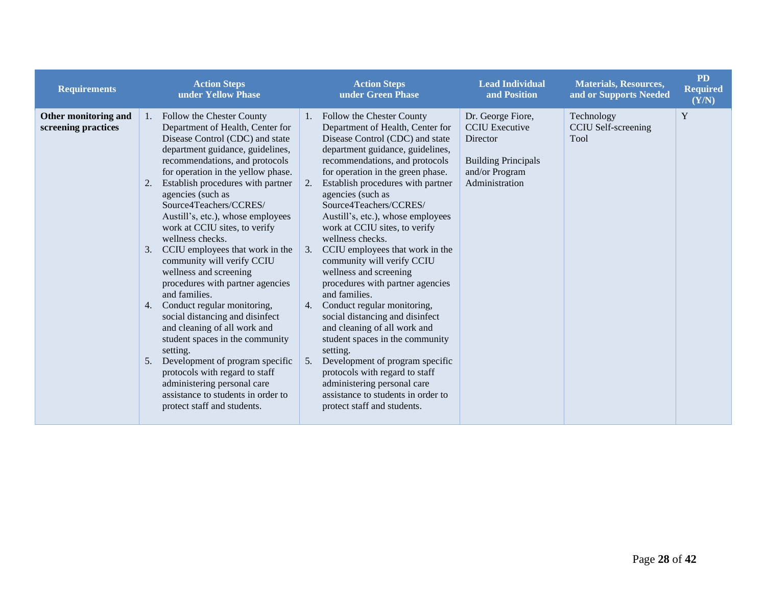| Requirements | Action Steps under Yellow Phase | Action Steps under Green Phase | Lead Individual and Position | Materials, Resources, and or Supports Needed | PD Required (Y/N) |
|---|---|---|---|---|---|
| **Other monitoring and screening practices** | 1. Follow the Chester County Department of Health, Center for Disease Control (CDC) and state department guidance, guidelines, recommendations, and protocols for operation in the yellow phase.<br>2. Establish procedures with partner agencies (such as Source4Teachers/CCRES/ Austill's, etc.), whose employees work at CCIU sites, to verify wellness checks.<br>3. CCIU employees that work in the community will verify CCIU wellness and screening procedures with partner agencies and families.<br>4. Conduct regular monitoring, social distancing and disinfect and cleaning of all work and student spaces in the community setting.<br>5. Development of program specific protocols with regard to staff administering personal care assistance to students in order to protect staff and students. | 1. Follow the Chester County Department of Health, Center for Disease Control (CDC) and state department guidance, guidelines, recommendations, and protocols for operation in the green phase.<br>2. Establish procedures with partner agencies (such as Source4Teachers/CCRES/ Austill's, etc.), whose employees work at CCIU sites, to verify wellness checks.<br>3. CCIU employees that work in the community will verify CCIU wellness and screening procedures with partner agencies and families.<br>4. Conduct regular monitoring, social distancing and disinfect and cleaning of all work and student spaces in the community setting.<br>5. Development of program specific protocols with regard to staff administering personal care assistance to students in order to protect staff and students. | Dr. George Fiore, CCIU Executive Director<br><br>Building Principals and/or Program Administration | Technology<br>CCIU Self-screening Tool | Y |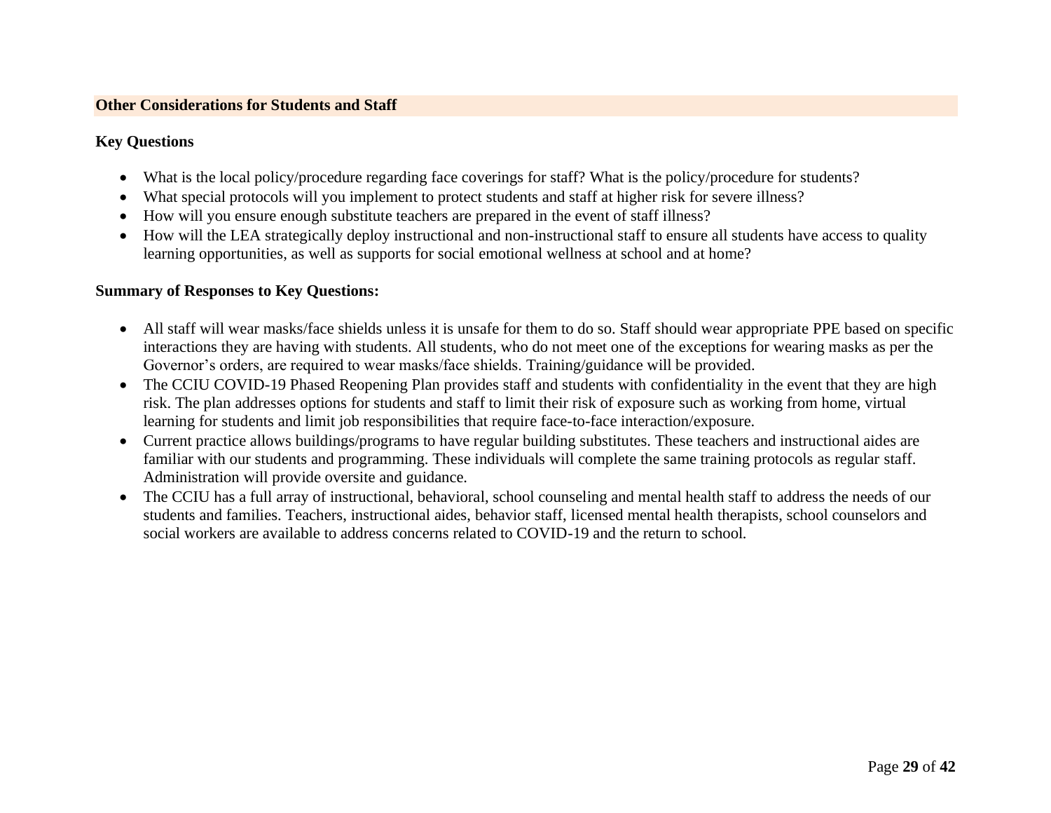## Other Considerations for Students and Staff

**Key Questions**

- What is the local policy/procedure regarding face coverings for staff? What is the policy/procedure for students?
- What special protocols will you implement to protect students and staff at higher risk for severe illness?
- How will you ensure enough substitute teachers are prepared in the event of staff illness?
- How will the LEA strategically deploy instructional and non-instructional staff to ensure all students have access to quality learning opportunities, as well as supports for social emotional wellness at school and at home?

**Summary of Responses to Key Questions:**

- All staff will wear masks/face shields unless it is unsafe for them to do so. Staff should wear appropriate PPE based on specific interactions they are having with students. All students, who do not meet one of the exceptions for wearing masks as per the Governor's orders, are required to wear masks/face shields. Training/guidance will be provided.
- The CCIU COVID-19 Phased Reopening Plan provides staff and students with confidentiality in the event that they are high risk. The plan addresses options for students and staff to limit their risk of exposure such as working from home, virtual learning for students and limit job responsibilities that require face-to-face interaction/exposure.
- Current practice allows buildings/programs to have regular building substitutes. These teachers and instructional aides are familiar with our students and programming. These individuals will complete the same training protocols as regular staff. Administration will provide oversite and guidance.
- The CCIU has a full array of instructional, behavioral, school counseling and mental health staff to address the needs of our students and families. Teachers, instructional aides, behavior staff, licensed mental health therapists, school counselors and social workers are available to address concerns related to COVID-19 and the return to school.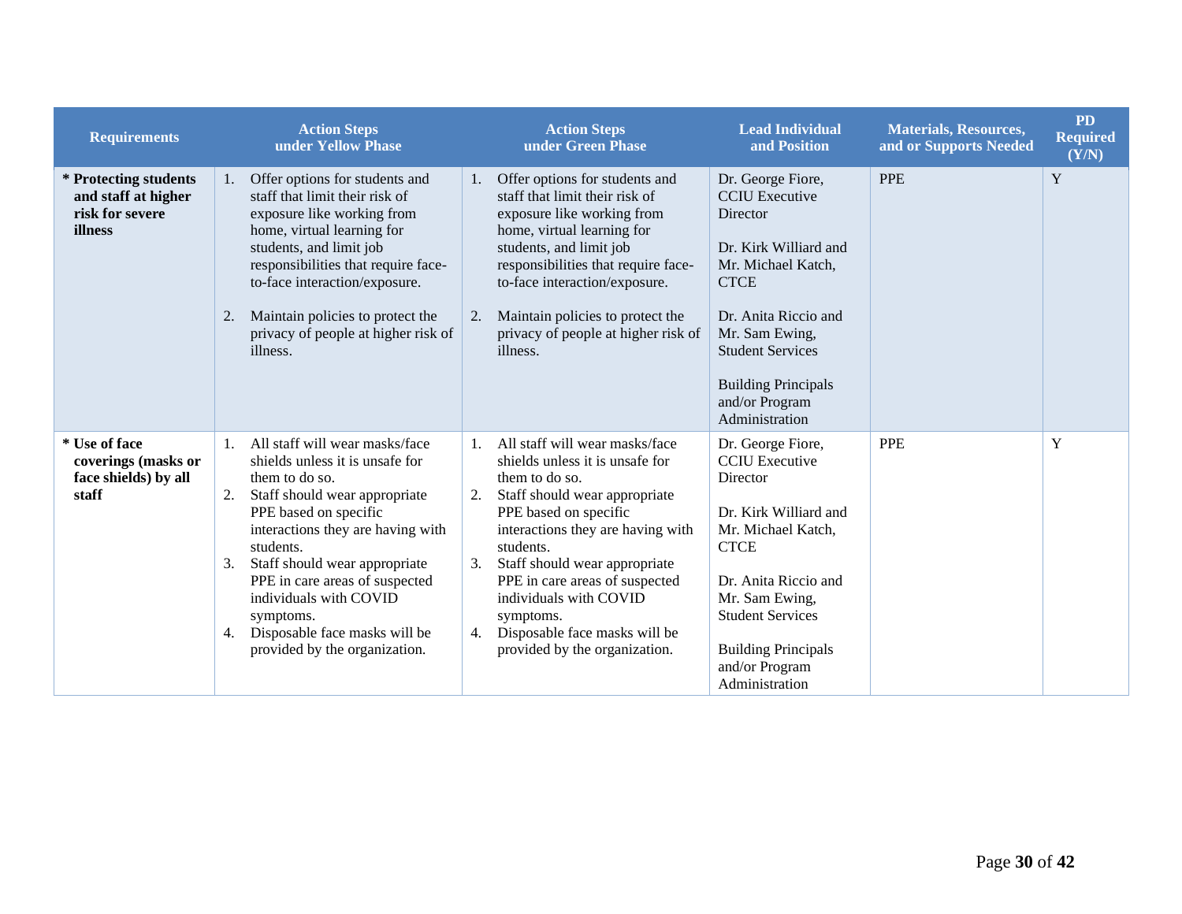| Requirements | Action Steps under Yellow Phase | Action Steps under Green Phase | Lead Individual and Position | Materials, Resources, and or Supports Needed | PD Required (Y/N) |
|---|---|---|---|---|---|
| **\* Protecting students and staff at higher risk for severe illness** | 1. Offer options for students and staff that limit their risk of exposure like working from home, virtual learning for students, and limit job responsibilities that require face-to-face interaction/exposure.<br><br>2. Maintain policies to protect the privacy of people at higher risk of illness. | 1. Offer options for students and staff that limit their risk of exposure like working from home, virtual learning for students, and limit job responsibilities that require face-to-face interaction/exposure.<br><br>2. Maintain policies to protect the privacy of people at higher risk of illness. | Dr. George Fiore, CCIU Executive Director<br><br>Dr. Kirk Williard and Mr. Michael Katch, CTCE<br><br>Dr. Anita Riccio and Mr. Sam Ewing, Student Services<br><br>Building Principals and/or Program Administration | PPE | Y |
| **\* Use of face coverings (masks or face shields) by all staff** | 1. All staff will wear masks/face shields unless it is unsafe for them to do so.<br>2. Staff should wear appropriate PPE based on specific interactions they are having with students.<br>3. Staff should wear appropriate PPE in care areas of suspected individuals with COVID symptoms.<br>4. Disposable face masks will be provided by the organization. | 1. All staff will wear masks/face shields unless it is unsafe for them to do so.<br>2. Staff should wear appropriate PPE based on specific interactions they are having with students.<br>3. Staff should wear appropriate PPE in care areas of suspected individuals with COVID symptoms.<br>4. Disposable face masks will be provided by the organization. | Dr. George Fiore, CCIU Executive Director<br><br>Dr. Kirk Williard and Mr. Michael Katch, CTCE<br><br>Dr. Anita Riccio and Mr. Sam Ewing, Student Services<br><br>Building Principals and/or Program Administration | PPE | Y |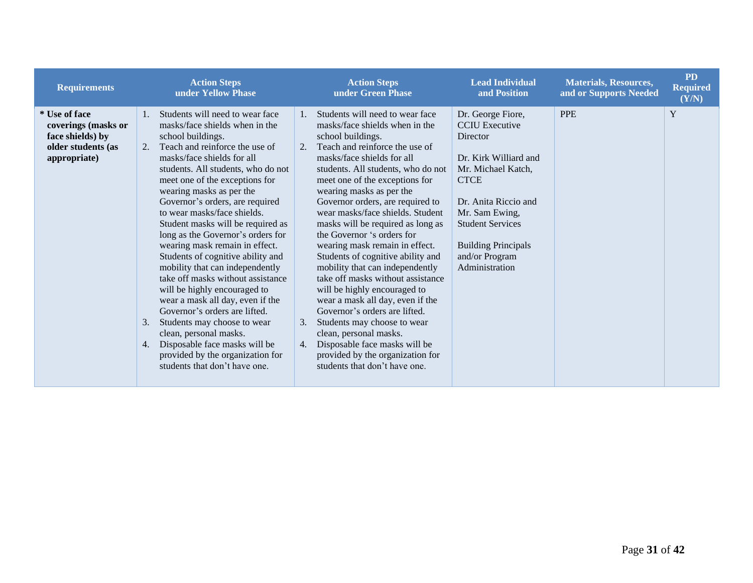| Requirements | Action Steps under Yellow Phase | Action Steps under Green Phase | Lead Individual and Position | Materials, Resources, and or Supports Needed | PD Required (Y/N) |
|---|---|---|---|---|---|
| **\* Use of face coverings (masks or face shields) by older students (as appropriate)** | 1. Students will need to wear face masks/face shields when in the school buildings.<br>2. Teach and reinforce the use of masks/face shields for all students. All students, who do not meet one of the exceptions for wearing masks as per the Governor's orders, are required to wear masks/face shields. Student masks will be required as long as the Governor's orders for wearing mask remain in effect. Students of cognitive ability and mobility that can independently take off masks without assistance will be highly encouraged to wear a mask all day, even if the Governor's orders are lifted.<br>3. Students may choose to wear clean, personal masks.<br>4. Disposable face masks will be provided by the organization for students that don't have one. | 1. Students will need to wear face masks/face shields when in the school buildings.<br>2. Teach and reinforce the use of masks/face shields for all students. All students, who do not meet one of the exceptions for wearing masks as per the Governor orders, are required to wear masks/face shields. Student masks will be required as long as the Governor 's orders for wearing mask remain in effect. Students of cognitive ability and mobility that can independently take off masks without assistance will be highly encouraged to wear a mask all day, even if the Governor's orders are lifted.<br>3. Students may choose to wear clean, personal masks.<br>4. Disposable face masks will be provided by the organization for students that don't have one. | Dr. George Fiore, CCIU Executive Director<br><br>Dr. Kirk Williard and Mr. Michael Katch, CTCE<br><br>Dr. Anita Riccio and Mr. Sam Ewing, Student Services<br><br>Building Principals and/or Program Administration | PPE | Y |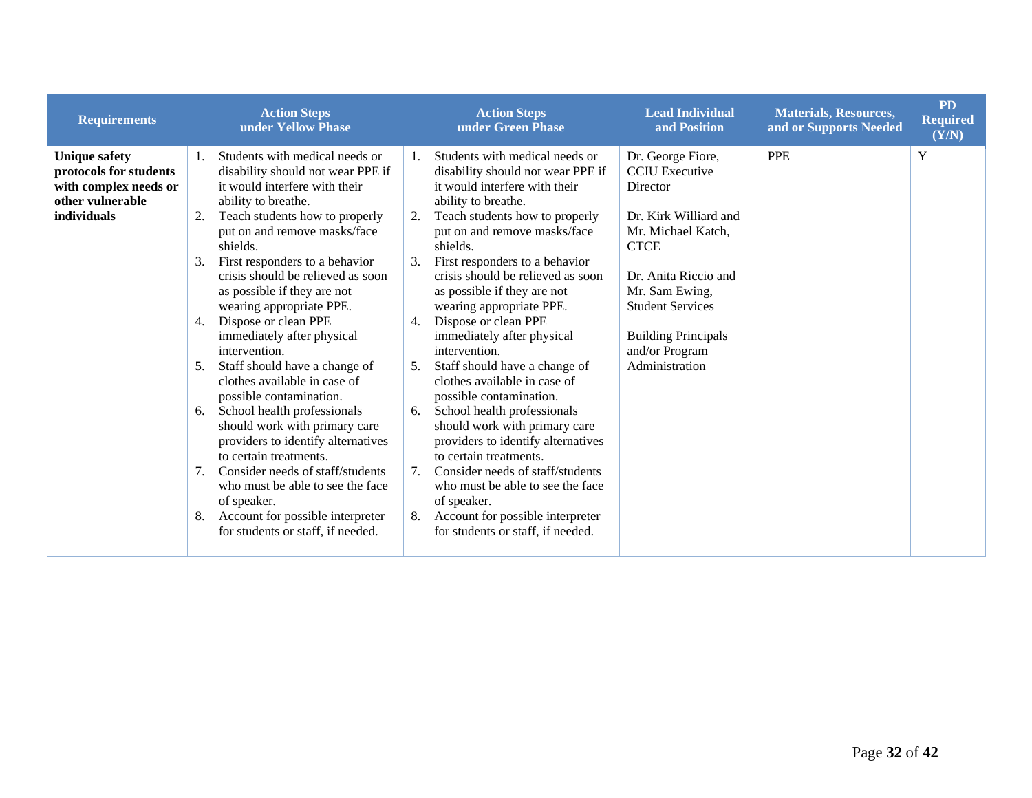| Requirements | Action Steps under Yellow Phase | Action Steps under Green Phase | Lead Individual and Position | Materials, Resources, and or Supports Needed | PD Required (Y/N) |
|---|---|---|---|---|---|
| **Unique safety protocols for students with complex needs or other vulnerable individuals** | 1. Students with medical needs or disability should not wear PPE if it would interfere with their ability to breathe.<br>2. Teach students how to properly put on and remove masks/face shields.<br>3. First responders to a behavior crisis should be relieved as soon as possible if they are not wearing appropriate PPE.<br>4. Dispose or clean PPE immediately after physical intervention.<br>5. Staff should have a change of clothes available in case of possible contamination.<br>6. School health professionals should work with primary care providers to identify alternatives to certain treatments.<br>7. Consider needs of staff/students who must be able to see the face of speaker.<br>8. Account for possible interpreter for students or staff, if needed. | 1. Students with medical needs or disability should not wear PPE if it would interfere with their ability to breathe.<br>2. Teach students how to properly put on and remove masks/face shields.<br>3. First responders to a behavior crisis should be relieved as soon as possible if they are not wearing appropriate PPE.<br>4. Dispose or clean PPE immediately after physical intervention.<br>5. Staff should have a change of clothes available in case of possible contamination.<br>6. School health professionals should work with primary care providers to identify alternatives to certain treatments.<br>7. Consider needs of staff/students who must be able to see the face of speaker.<br>8. Account for possible interpreter for students or staff, if needed. | Dr. George Fiore, CCIU Executive Director<br><br>Dr. Kirk Williard and Mr. Michael Katch, CTCE<br><br>Dr. Anita Riccio and Mr. Sam Ewing, Student Services<br><br>Building Principals and/or Program Administration | PPE | Y |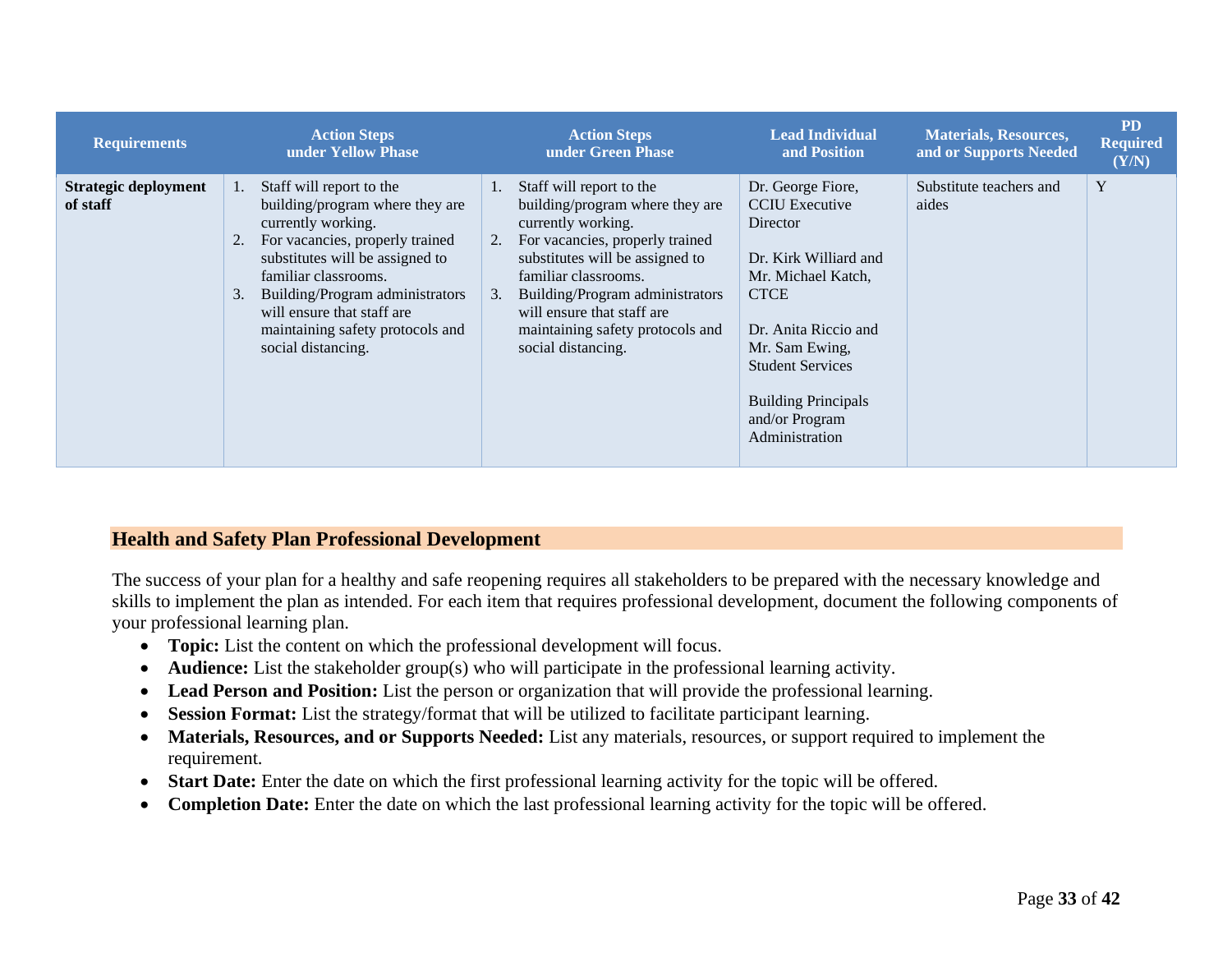| Requirements | Action Steps under Yellow Phase | Action Steps under Green Phase | Lead Individual and Position | Materials, Resources, and or Supports Needed | PD Required (Y/N) |
|---|---|---|---|---|---|
| **Strategic deployment of staff** | 1. Staff will report to the building/program where they are currently working.<br>2. For vacancies, properly trained substitutes will be assigned to familiar classrooms.<br>3. Building/Program administrators will ensure that staff are maintaining safety protocols and social distancing. | 1. Staff will report to the building/program where they are currently working.<br>2. For vacancies, properly trained substitutes will be assigned to familiar classrooms.<br>3. Building/Program administrators will ensure that staff are maintaining safety protocols and social distancing. | Dr. George Fiore, CCIU Executive Director<br><br>Dr. Kirk Williard and Mr. Michael Katch, CTCE<br><br>Dr. Anita Riccio and Mr. Sam Ewing, Student Services<br><br>Building Principals and/or Program Administration | Substitute teachers and aides | Y |

## Health and Safety Plan Professional Development

The success of your plan for a healthy and safe reopening requires all stakeholders to be prepared with the necessary knowledge and skills to implement the plan as intended. For each item that requires professional development, document the following components of your professional learning plan.

- **Topic:** List the content on which the professional development will focus.
- **Audience:** List the stakeholder group(s) who will participate in the professional learning activity.
- **Lead Person and Position:** List the person or organization that will provide the professional learning.
- **Session Format:** List the strategy/format that will be utilized to facilitate participant learning.
- **Materials, Resources, and or Supports Needed:** List any materials, resources, or support required to implement the requirement.
- **Start Date:** Enter the date on which the first professional learning activity for the topic will be offered.
- **Completion Date:** Enter the date on which the last professional learning activity for the topic will be offered.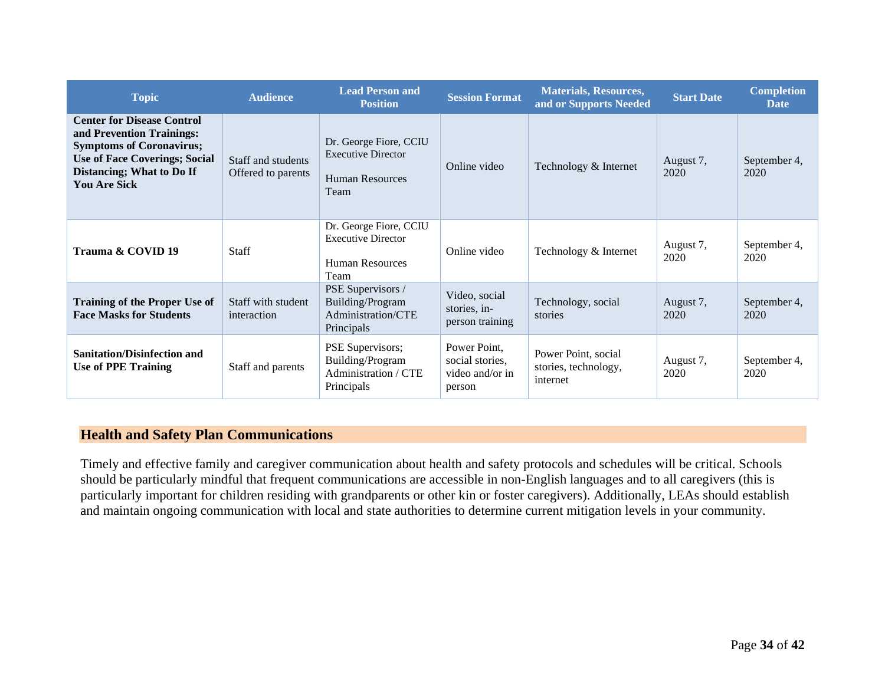| Topic | Audience | Lead Person and Position | Session Format | Materials, Resources, and or Supports Needed | Start Date | Completion Date |
|---|---|---|---|---|---|---|
| **Center for Disease Control and Prevention Trainings: Symptoms of Coronavirus; Use of Face Coverings; Social Distancing; What to Do If You Are Sick** | Staff and students Offered to parents | Dr. George Fiore, CCIU Executive Director<br><br>Human Resources Team | Online video | Technology & Internet | August 7, 2020 | September 4, 2020 |
| **Trauma & COVID 19** | Staff | Dr. George Fiore, CCIU Executive Director<br><br>Human Resources Team | Online video | Technology & Internet | August 7, 2020 | September 4, 2020 |
| **Training of the Proper Use of Face Masks for Students** | Staff with student interaction | PSE Supervisors / Building/Program Administration/CTE Principals | Video, social stories, in-person training | Technology, social stories | August 7, 2020 | September 4, 2020 |
| **Sanitation/Disinfection and Use of PPE Training** | Staff and parents | PSE Supervisors; Building/Program Administration / CTE Principals | Power Point, social stories, video and/or in person | Power Point, social stories, technology, internet | August 7, 2020 | September 4, 2020 |

## Health and Safety Plan Communications

Timely and effective family and caregiver communication about health and safety protocols and schedules will be critical. Schools should be particularly mindful that frequent communications are accessible in non-English languages and to all caregivers (this is particularly important for children residing with grandparents or other kin or foster caregivers). Additionally, LEAs should establish and maintain ongoing communication with local and state authorities to determine current mitigation levels in your community.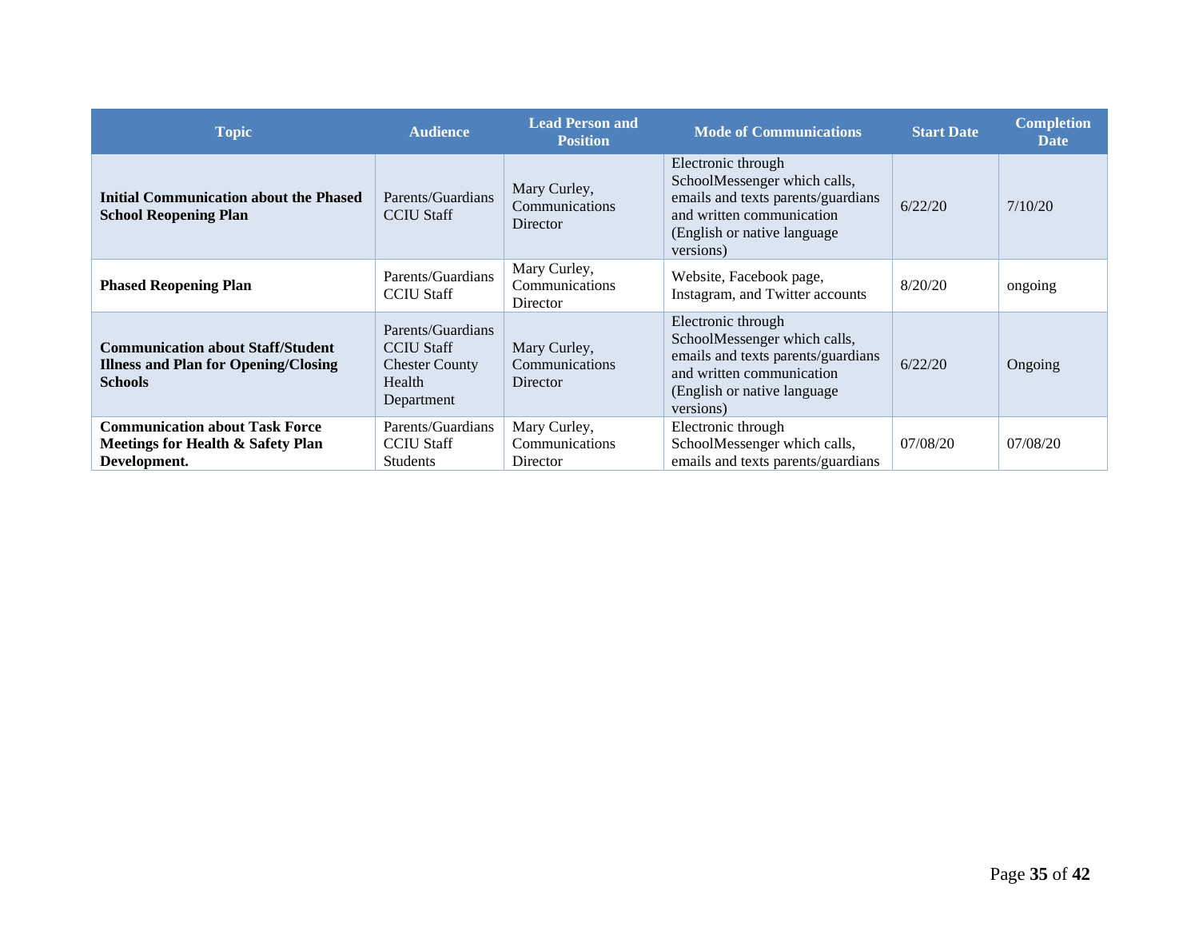| Topic | Audience | Lead Person and Position | Mode of Communications | Start Date | Completion Date |
|---|---|---|---|---|---|
| **Initial Communication about the Phased School Reopening Plan** | Parents/Guardians CCIU Staff | Mary Curley, Communications Director | Electronic through SchoolMessenger which calls, emails and texts parents/guardians and written communication (English or native language versions) | 6/22/20 | 7/10/20 |
| **Phased Reopening Plan** | Parents/Guardians CCIU Staff | Mary Curley, Communications Director | Website, Facebook page, Instagram, and Twitter accounts | 8/20/20 | ongoing |
| **Communication about Staff/Student Illness and Plan for Opening/Closing Schools** | Parents/Guardians CCIU Staff Chester County Health Department | Mary Curley, Communications Director | Electronic through SchoolMessenger which calls, emails and texts parents/guardians and written communication (English or native language versions) | 6/22/20 | Ongoing |
| **Communication about Task Force Meetings for Health & Safety Plan Development.** | Parents/Guardians CCIU Staff Students | Mary Curley, Communications Director | Electronic through SchoolMessenger which calls, emails and texts parents/guardians | 07/08/20 | 07/08/20 |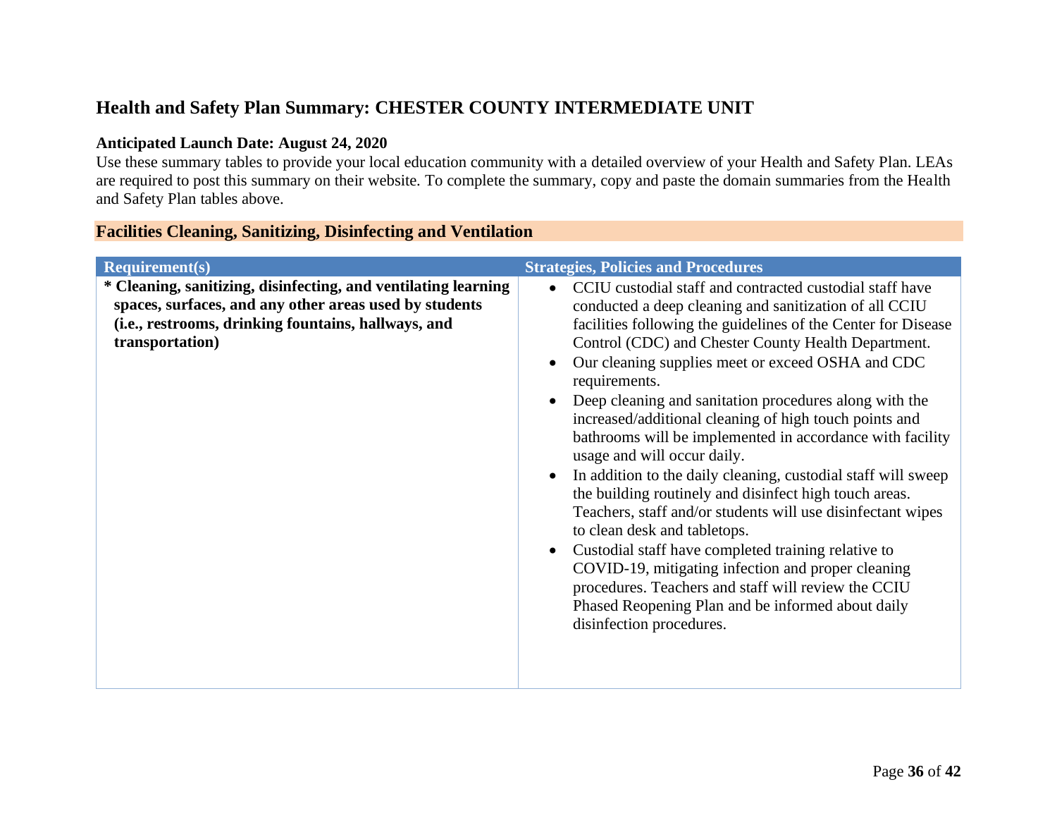## Health and Safety Plan Summary: CHESTER COUNTY INTERMEDIATE UNIT

**Anticipated Launch Date: August 24, 2020**

Use these summary tables to provide your local education community with a detailed overview of your Health and Safety Plan. LEAs are required to post this summary on their website. To complete the summary, copy and paste the domain summaries from the Health and Safety Plan tables above.

### Facilities Cleaning, Sanitizing, Disinfecting and Ventilation

| Requirement(s) | Strategies, Policies and Procedures |
| --- | --- |
| **\* Cleaning, sanitizing, disinfecting, and ventilating learning spaces, surfaces, and any other areas used by students (i.e., restrooms, drinking fountains, hallways, and transportation)** | • CCIU custodial staff and contracted custodial staff have conducted a deep cleaning and sanitization of all CCIU facilities following the guidelines of the Center for Disease Control (CDC) and Chester County Health Department.<br>• Our cleaning supplies meet or exceed OSHA and CDC requirements.<br>• Deep cleaning and sanitation procedures along with the increased/additional cleaning of high touch points and bathrooms will be implemented in accordance with facility usage and will occur daily.<br>• In addition to the daily cleaning, custodial staff will sweep the building routinely and disinfect high touch areas. Teachers, staff and/or students will use disinfectant wipes to clean desk and tabletops.<br>• Custodial staff have completed training relative to COVID-19, mitigating infection and proper cleaning procedures. Teachers and staff will review the CCIU Phased Reopening Plan and be informed about daily disinfection procedures. |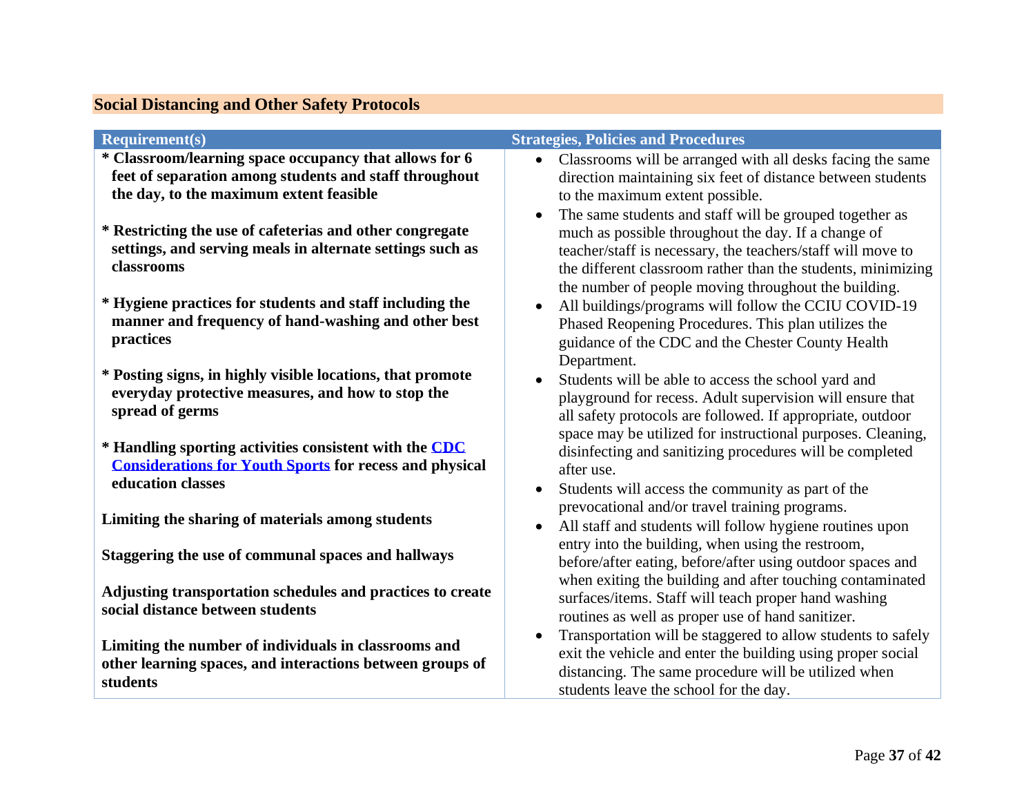## Social Distancing and Other Safety Protocols

| Requirement(s) | Strategies, Policies and Procedures |
|---|---|
| **\* Classroom/learning space occupancy that allows for 6 feet of separation among students and staff throughout the day, to the maximum extent feasible**<br><br>**\* Restricting the use of cafeterias and other congregate settings, and serving meals in alternate settings such as classrooms**<br><br>**\* Hygiene practices for students and staff including the manner and frequency of hand-washing and other best practices**<br><br>**\* Posting signs, in highly visible locations, that promote everyday protective measures, and how to stop the spread of germs**<br><br>**\* Handling sporting activities consistent with the [CDC Considerations for Youth Sports]() for recess and physical education classes**<br><br>**Limiting the sharing of materials among students**<br><br>**Staggering the use of communal spaces and hallways**<br><br>**Adjusting transportation schedules and practices to create social distance between students**<br><br>**Limiting the number of individuals in classrooms and other learning spaces, and interactions between groups of students** | • Classrooms will be arranged with all desks facing the same direction maintaining six feet of distance between students to the maximum extent possible.<br>• The same students and staff will be grouped together as much as possible throughout the day. If a change of teacher/staff is necessary, the teachers/staff will move to the different classroom rather than the students, minimizing the number of people moving throughout the building.<br>• All buildings/programs will follow the CCIU COVID-19 Phased Reopening Procedures. This plan utilizes the guidance of the CDC and the Chester County Health Department.<br>• Students will be able to access the school yard and playground for recess. Adult supervision will ensure that all safety protocols are followed. If appropriate, outdoor space may be utilized for instructional purposes. Cleaning, disinfecting and sanitizing procedures will be completed after use.<br>• Students will access the community as part of the prevocational and/or travel training programs.<br>• All staff and students will follow hygiene routines upon entry into the building, when using the restroom, before/after eating, before/after using outdoor spaces and when exiting the building and after touching contaminated surfaces/items. Staff will teach proper hand washing routines as well as proper use of hand sanitizer.<br>• Transportation will be staggered to allow students to safely exit the vehicle and enter the building using proper social distancing. The same procedure will be utilized when students leave the school for the day. |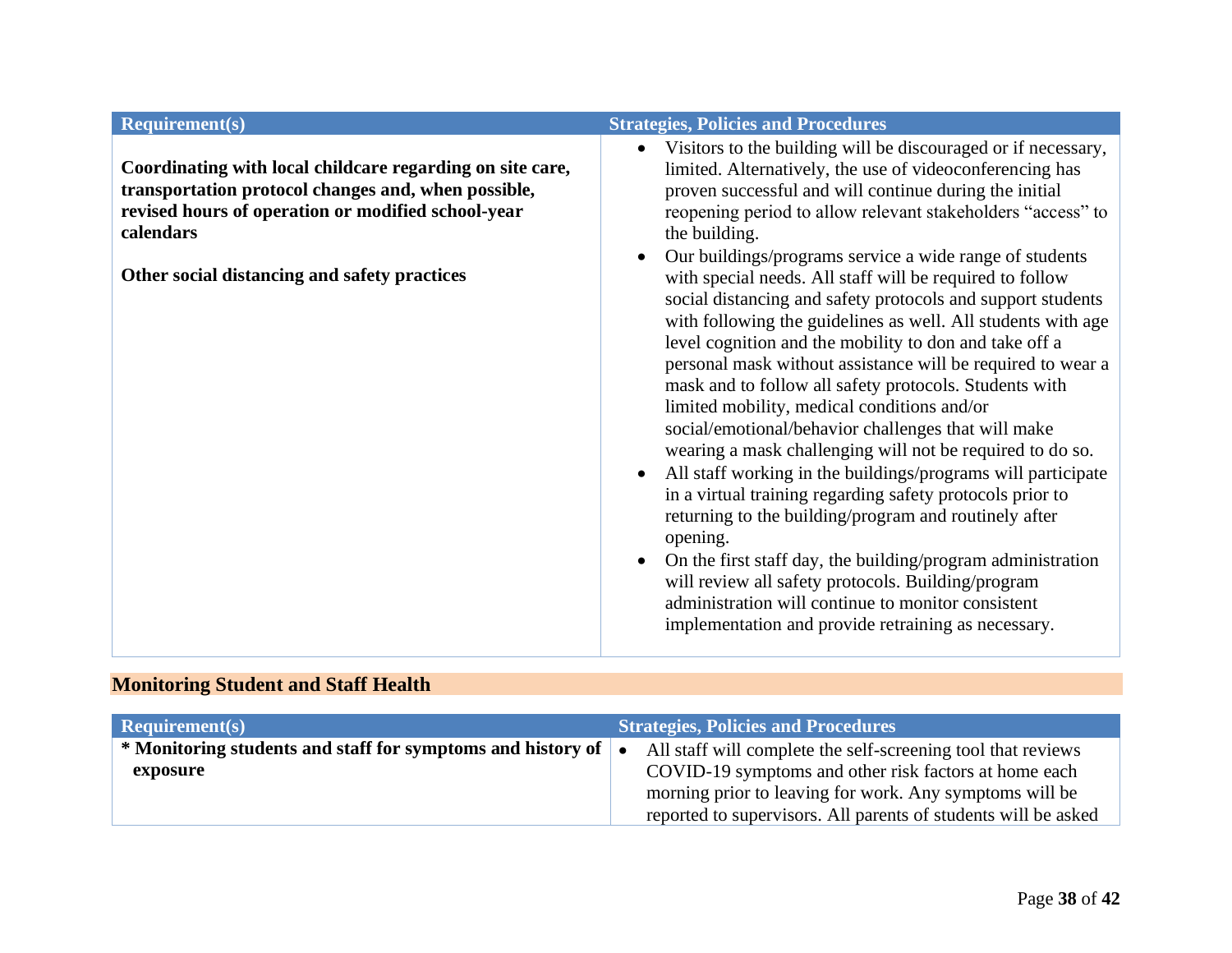| Requirement(s) | Strategies, Policies and Procedures |
| --- | --- |
| **Coordinating with local childcare regarding on site care, transportation protocol changes and, when possible, revised hours of operation or modified school-year calendars**<br><br>**Other social distancing and safety practices** | • Visitors to the building will be discouraged or if necessary, limited. Alternatively, the use of videoconferencing has proven successful and will continue during the initial reopening period to allow relevant stakeholders "access" to the building.<br>• Our buildings/programs service a wide range of students with special needs. All staff will be required to follow social distancing and safety protocols and support students with following the guidelines as well. All students with age level cognition and the mobility to don and take off a personal mask without assistance will be required to wear a mask and to follow all safety protocols. Students with limited mobility, medical conditions and/or social/emotional/behavior challenges that will make wearing a mask challenging will not be required to do so.<br>• All staff working in the buildings/programs will participate in a virtual training regarding safety protocols prior to returning to the building/program and routinely after opening.<br>• On the first staff day, the building/program administration will review all safety protocols. Building/program administration will continue to monitor consistent implementation and provide retraining as necessary. |

## Monitoring Student and Staff Health

| Requirement(s) | Strategies, Policies and Procedures |
| --- | --- |
| **\* Monitoring students and staff for symptoms and history of exposure** | • All staff will complete the self-screening tool that reviews COVID-19 symptoms and other risk factors at home each morning prior to leaving for work. Any symptoms will be reported to supervisors. All parents of students will be asked |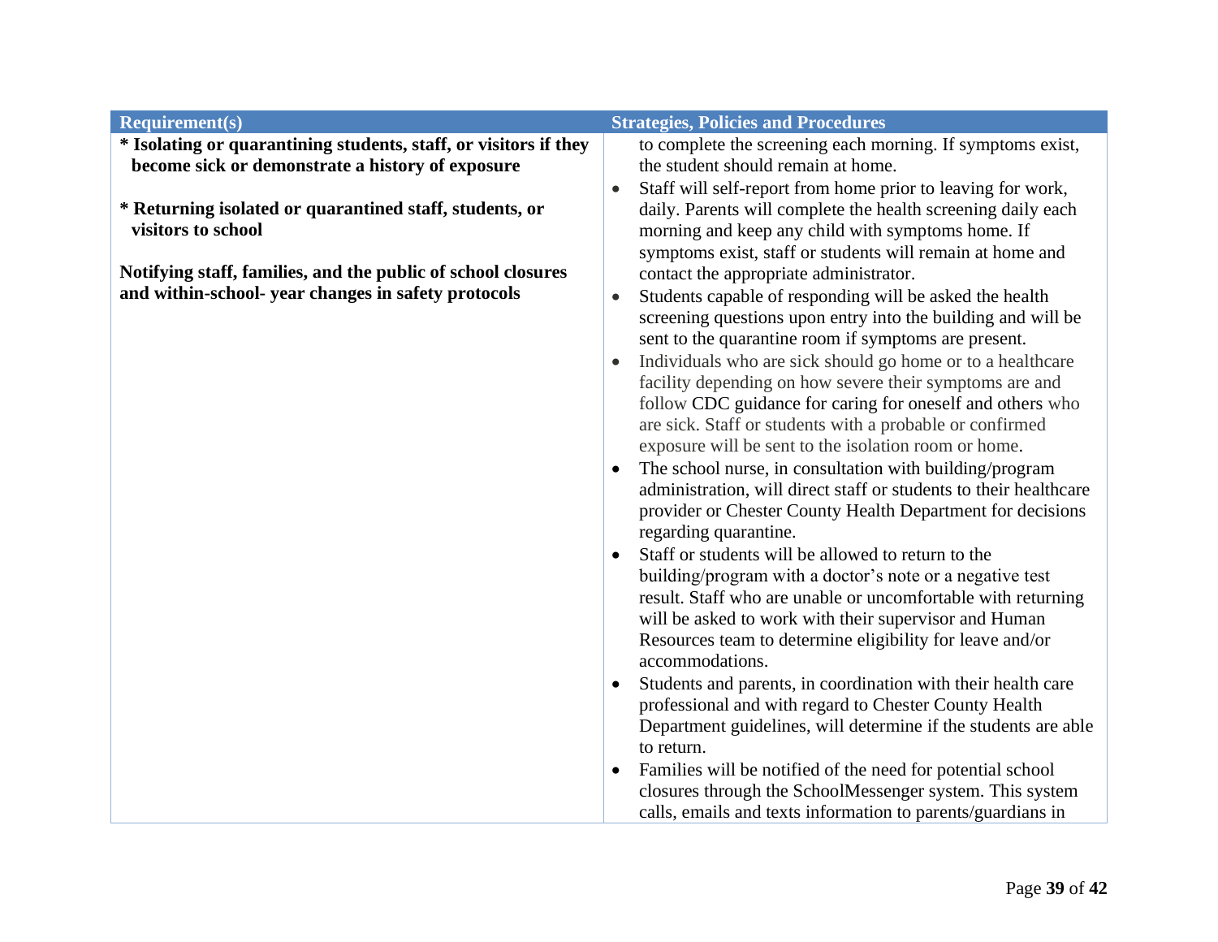| Requirement(s) | Strategies, Policies and Procedures |
|---|---|
| **\* Isolating or quarantining students, staff, or visitors if they become sick or demonstrate a history of exposure**<br><br>**\* Returning isolated or quarantined staff, students, or visitors to school**<br><br>**Notifying staff, families, and the public of school closures and within-school- year changes in safety protocols** | to complete the screening each morning. If symptoms exist, the student should remain at home.<br>• Staff will self-report from home prior to leaving for work, daily. Parents will complete the health screening daily each morning and keep any child with symptoms home. If symptoms exist, staff or students will remain at home and contact the appropriate administrator.<br>• Students capable of responding will be asked the health screening questions upon entry into the building and will be sent to the quarantine room if symptoms are present.<br>• Individuals who are sick should go home or to a healthcare facility depending on how severe their symptoms are and follow CDC guidance for caring for oneself and others who are sick. Staff or students with a probable or confirmed exposure will be sent to the isolation room or home.<br>• The school nurse, in consultation with building/program administration, will direct staff or students to their healthcare provider or Chester County Health Department for decisions regarding quarantine.<br>• Staff or students will be allowed to return to the building/program with a doctor's note or a negative test result. Staff who are unable or uncomfortable with returning will be asked to work with their supervisor and Human Resources team to determine eligibility for leave and/or accommodations.<br>• Students and parents, in coordination with their health care professional and with regard to Chester County Health Department guidelines, will determine if the students are able to return.<br>• Families will be notified of the need for potential school closures through the SchoolMessenger system. This system calls, emails and texts information to parents/guardians in |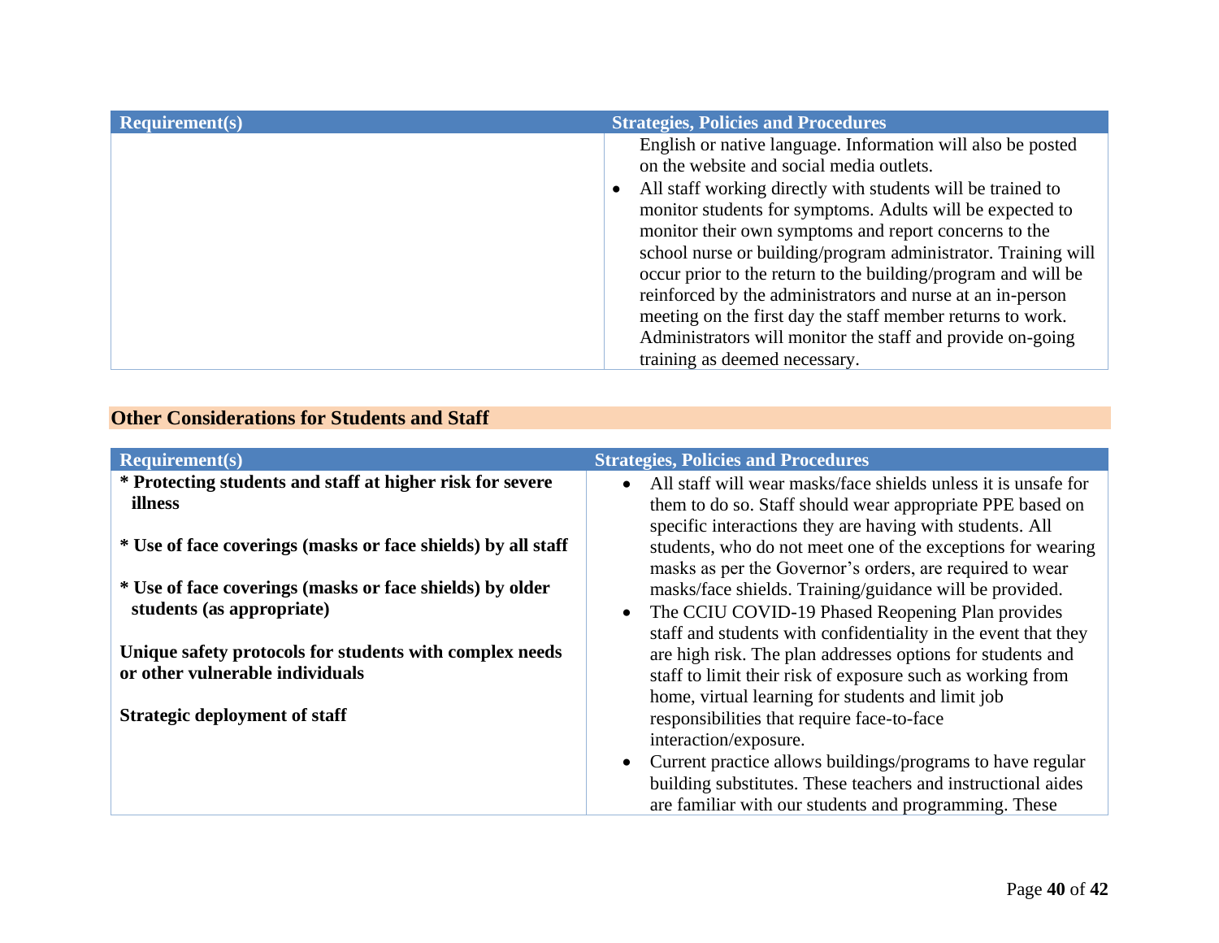| Requirement(s) | Strategies, Policies and Procedures |
|---|---|
| | English or native language. Information will also be posted on the website and social media outlets.<br>• All staff working directly with students will be trained to monitor students for symptoms. Adults will be expected to monitor their own symptoms and report concerns to the school nurse or building/program administrator. Training will occur prior to the return to the building/program and will be reinforced by the administrators and nurse at an in-person meeting on the first day the staff member returns to work. Administrators will monitor the staff and provide on-going training as deemed necessary. |

## Other Considerations for Students and Staff

| Requirement(s) | Strategies, Policies and Procedures |
|---|---|
| **\* Protecting students and staff at higher risk for severe illness**<br><br>**\* Use of face coverings (masks or face shields) by all staff**<br><br>**\* Use of face coverings (masks or face shields) by older students (as appropriate)**<br><br>**Unique safety protocols for students with complex needs or other vulnerable individuals**<br><br>**Strategic deployment of staff** | • All staff will wear masks/face shields unless it is unsafe for them to do so. Staff should wear appropriate PPE based on specific interactions they are having with students. All students, who do not meet one of the exceptions for wearing masks as per the Governor's orders, are required to wear masks/face shields. Training/guidance will be provided.<br>• The CCIU COVID-19 Phased Reopening Plan provides staff and students with confidentiality in the event that they are high risk. The plan addresses options for students and staff to limit their risk of exposure such as working from home, virtual learning for students and limit job responsibilities that require face-to-face interaction/exposure.<br>• Current practice allows buildings/programs to have regular building substitutes. These teachers and instructional aides are familiar with our students and programming. These |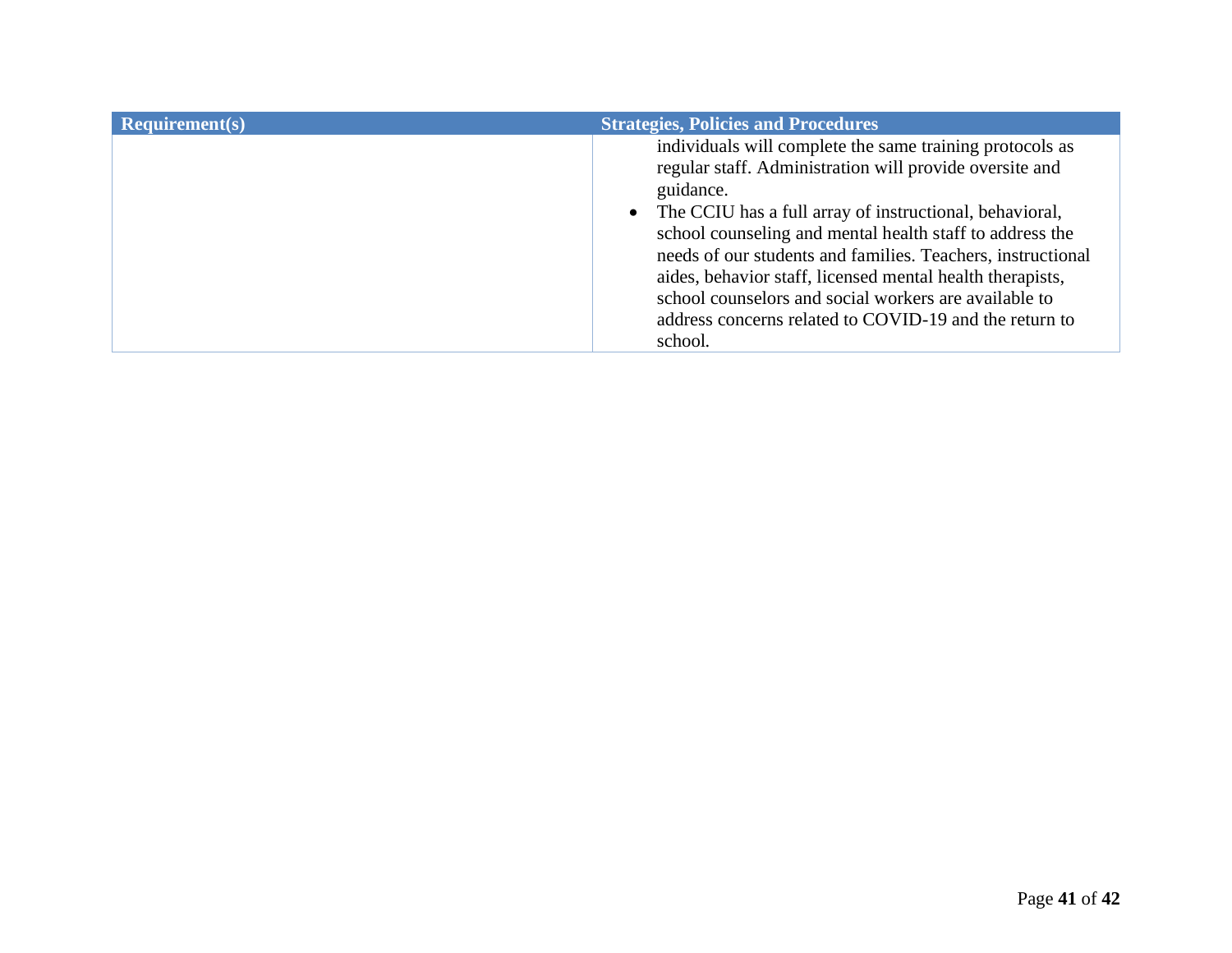| Requirement(s) | Strategies, Policies and Procedures |
|---|---|
| | individuals will complete the same training protocols as regular staff. Administration will provide oversite and guidance.<br>• The CCIU has a full array of instructional, behavioral, school counseling and mental health staff to address the needs of our students and families. Teachers, instructional aides, behavior staff, licensed mental health therapists, school counselors and social workers are available to address concerns related to COVID-19 and the return to school. |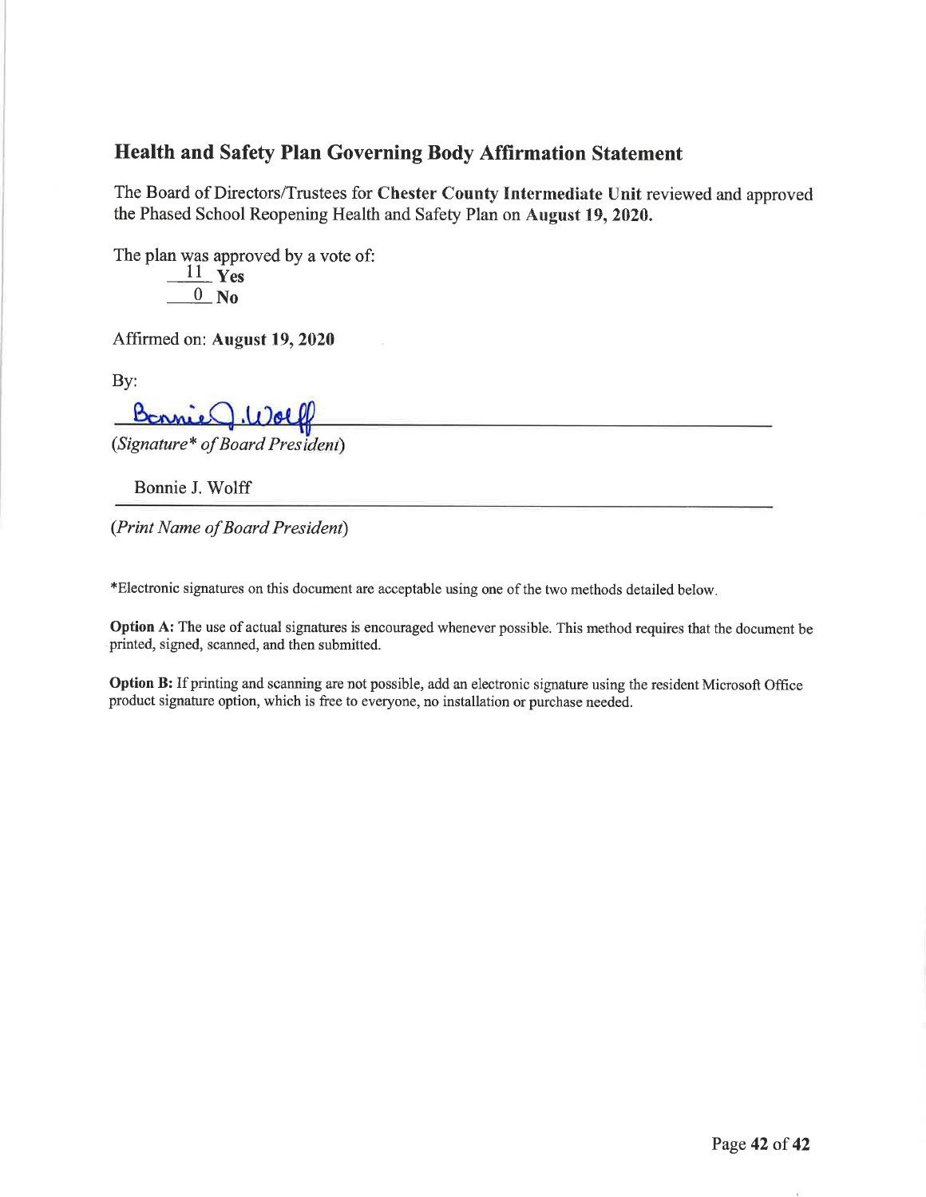## Health and Safety Plan Governing Body Affirmation Statement

The Board of Directors/Trustees for **Chester County Intermediate Unit** reviewed and approved the Phased School Reopening Health and Safety Plan on **August 19, 2020.**

The plan was approved by a vote of:

\_\_11\_\_ **Yes**

\_\_0\_\_ **No**

Affirmed on: **August 19, 2020**

By:

Bonnie J. Wolff

*(Signature\* of Board President)*

Bonnie J. Wolff

*(Print Name of Board President)*

\*Electronic signatures on this document are acceptable using one of the two methods detailed below.

**Option A:** The use of actual signatures is encouraged whenever possible. This method requires that the document be printed, signed, scanned, and then submitted.

**Option B:** If printing and scanning are not possible, add an electronic signature using the resident Microsoft Office product signature option, which is free to everyone, no installation or purchase needed.